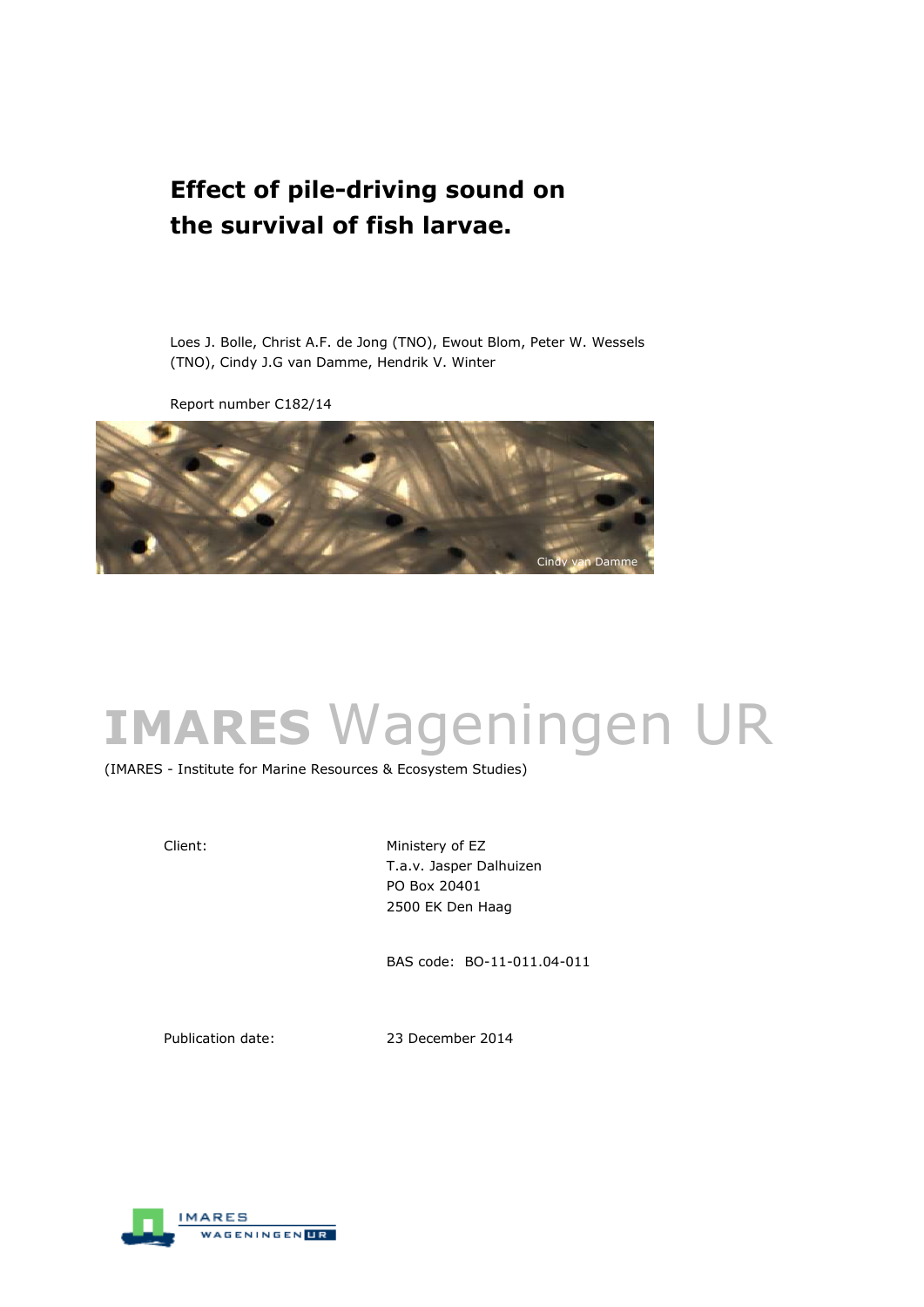# Effect of pile-driving sound on the survival of fish larvae.

Loes J. Bolle, Christ A.F. de Jong (TNO), Ewout Blom, Peter W. Wessels (TNO), Cindy J.G van Damme, Hendrik V. Winter

Report number C182/14

Cindy van Damme

**IMARES** Wageningen UR

(IMARES - Institute for Marine Resources & Ecosystem Studies)

| | |
|---|---|
| Client: | Ministery of EZ<br>T.a.v. Jasper Dalhuizen<br>PO Box 20401<br>2500 EK Den Haag |
| | BAS code: BO-11-011.04-011 |
| Publication date: | 23 December 2014 |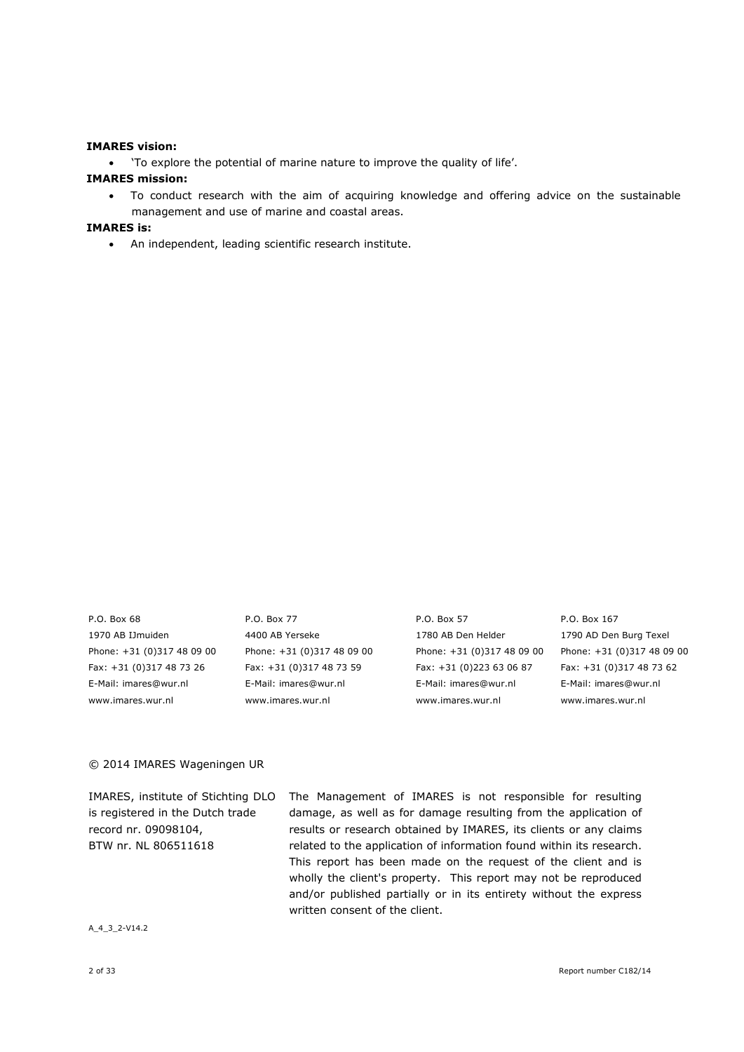**IMARES vision:**

- 'To explore the potential of marine nature to improve the quality of life'.

**IMARES mission:**

- To conduct research with the aim of acquiring knowledge and offering advice on the sustainable management and use of marine and coastal areas.

**IMARES is:**

- An independent, leading scientific research institute.

| | | | |
|---|---|---|---|
| P.O. Box 68 | P.O. Box 77 | P.O. Box 57 | P.O. Box 167 |
| 1970 AB IJmuiden | 4400 AB Yerseke | 1780 AB Den Helder | 1790 AD Den Burg Texel |
| Phone: +31 (0)317 48 09 00 | Phone: +31 (0)317 48 09 00 | Phone: +31 (0)317 48 09 00 | Phone: +31 (0)317 48 09 00 |
| Fax: +31 (0)317 48 73 26 | Fax: +31 (0)317 48 73 59 | Fax: +31 (0)223 63 06 87 | Fax: +31 (0)317 48 73 62 |
| E-Mail: imares@wur.nl | E-Mail: imares@wur.nl | E-Mail: imares@wur.nl | E-Mail: imares@wur.nl |
| www.imares.wur.nl | www.imares.wur.nl | www.imares.wur.nl | www.imares.wur.nl |

© 2014 IMARES Wageningen UR

IMARES, institute of Stichting DLO is registered in the Dutch trade record nr. 09098104, BTW nr. NL 806511618

The Management of IMARES is not responsible for resulting damage, as well as for damage resulting from the application of results or research obtained by IMARES, its clients or any claims related to the application of information found within its research. This report has been made on the request of the client and is wholly the client's property. This report may not be reproduced and/or published partially or in its entirety without the express written consent of the client.

A_4_3_2-V14.2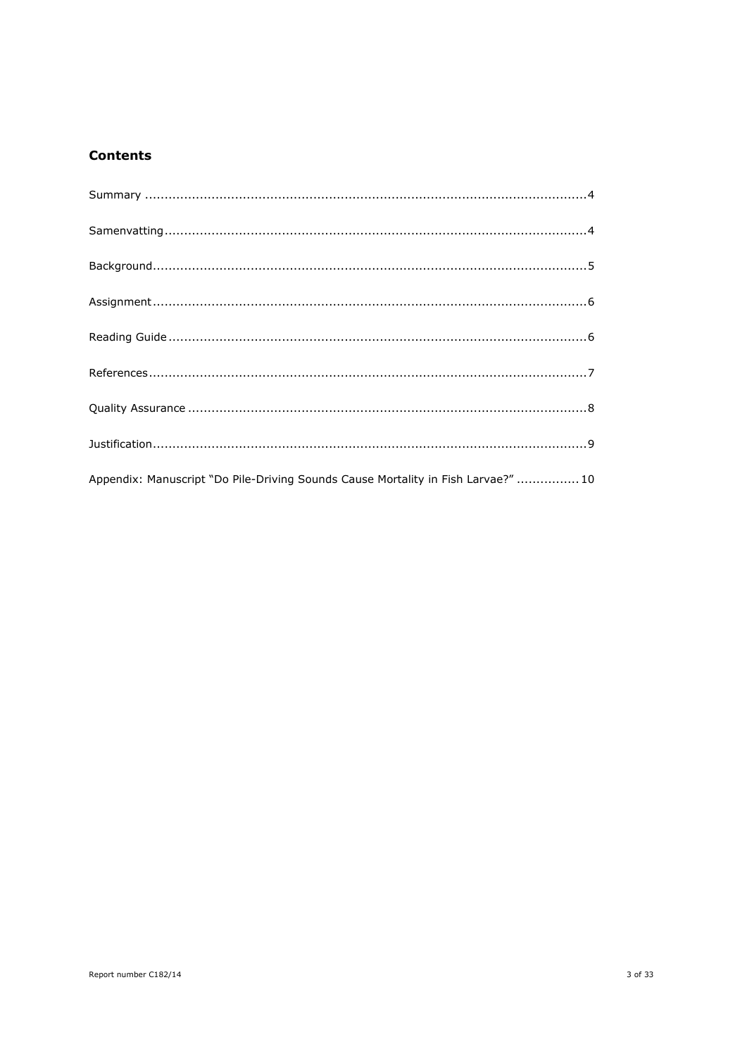## Contents

Summary ................................................................................................................4

Samenvatting...........................................................................................................4

Background.............................................................................................................5

Assignment.............................................................................................................6

Reading Guide .........................................................................................................6

References...............................................................................................................7

Quality Assurance .....................................................................................................8

Justification.............................................................................................................9

Appendix: Manuscript "Do Pile-Driving Sounds Cause Mortality in Fish Larvae?" ................10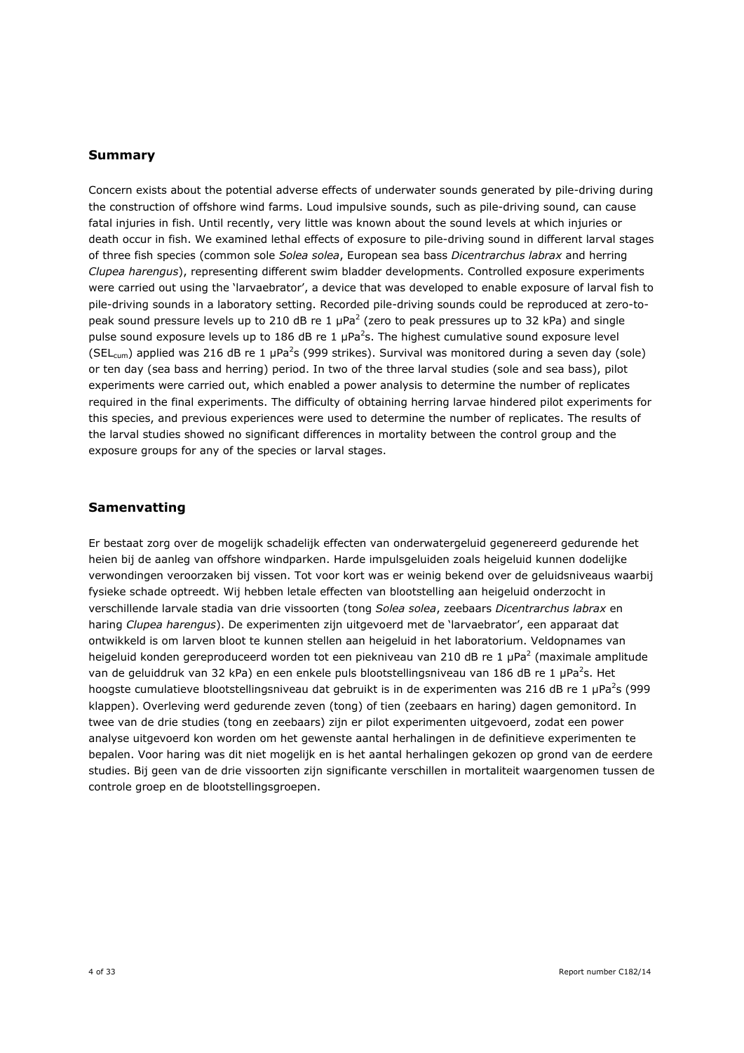## Summary

Concern exists about the potential adverse effects of underwater sounds generated by pile-driving during the construction of offshore wind farms. Loud impulsive sounds, such as pile-driving sound, can cause fatal injuries in fish. Until recently, very little was known about the sound levels at which injuries or death occur in fish. We examined lethal effects of exposure to pile-driving sound in different larval stages of three fish species (common sole *Solea solea*, European sea bass *Dicentrarchus labrax* and herring *Clupea harengus*), representing different swim bladder developments. Controlled exposure experiments were carried out using the 'larvaebrator', a device that was developed to enable exposure of larval fish to pile-driving sounds in a laboratory setting. Recorded pile-driving sounds could be reproduced at zero-to-peak sound pressure levels up to 210 dB re 1 $\mu Pa^2$ (zero to peak pressures up to 32 kPa) and single pulse sound exposure levels up to 186 dB re 1 $\mu Pa^2s$. The highest cumulative sound exposure level ($SEL_{cum}$) applied was 216 dB re 1 $\mu Pa^2s$ (999 strikes). Survival was monitored during a seven day (sole) or ten day (sea bass and herring) period. In two of the three larval studies (sole and sea bass), pilot experiments were carried out, which enabled a power analysis to determine the number of replicates required in the final experiments. The difficulty of obtaining herring larvae hindered pilot experiments for this species, and previous experiences were used to determine the number of replicates. The results of the larval studies showed no significant differences in mortality between the control group and the exposure groups for any of the species or larval stages.

## Samenvatting

Er bestaat zorg over de mogelijk schadelijk effecten van onderwatergeluid gegenereerd gedurende het heien bij de aanleg van offshore windparken. Harde impulsgeluiden zoals heigeluid kunnen dodelijke verwondingen veroorzaken bij vissen. Tot voor kort was er weinig bekend over de geluidsniveaus waarbij fysieke schade optreedt. Wij hebben letale effecten van blootstelling aan heigeluid onderzocht in verschillende larvale stadia van drie vissoorten (tong *Solea solea*, zeebaars *Dicentrarchus labrax* en haring *Clupea harengus*). De experimenten zijn uitgevoerd met de 'larvaebrator', een apparaat dat ontwikkeld is om larven bloot te kunnen stellen aan heigeluid in het laboratorium. Veldopnames van heigeluid konden gereproduceerd worden tot een piekniveau van 210 dB re 1 $\mu Pa^2$ (maximale amplitude van de geluiddruk van 32 kPa) en een enkele puls blootstellingsniveau van 186 dB re 1 $\mu Pa^2s$. Het hoogste cumulatieve blootstellingsniveau dat gebruikt is in de experimenten was 216 dB re 1 $\mu Pa^2s$ (999 klappen). Overleving werd gedurende zeven (tong) of tien (zeebaars en haring) dagen gemonitord. In twee van de drie studies (tong en zeebaars) zijn er pilot experimenten uitgevoerd, zodat een power analyse uitgevoerd kon worden om het gewenste aantal herhalingen in de definitieve experimenten te bepalen. Voor haring was dit niet mogelijk en is het aantal herhalingen gekozen op grond van de eerdere studies. Bij geen van de drie vissoorten zijn significante verschillen in mortaliteit waargenomen tussen de controle groep en de blootstellingsgroepen.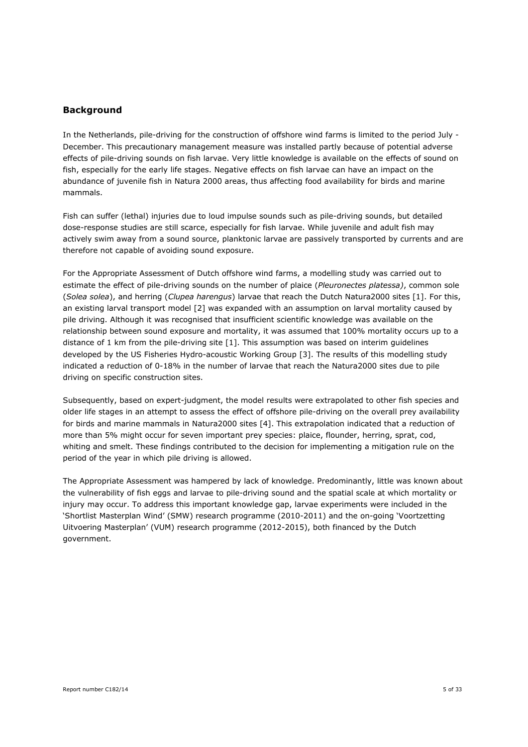## Background

In the Netherlands, pile-driving for the construction of offshore wind farms is limited to the period July - December. This precautionary management measure was installed partly because of potential adverse effects of pile-driving sounds on fish larvae. Very little knowledge is available on the effects of sound on fish, especially for the early life stages. Negative effects on fish larvae can have an impact on the abundance of juvenile fish in Natura 2000 areas, thus affecting food availability for birds and marine mammals.

Fish can suffer (lethal) injuries due to loud impulse sounds such as pile-driving sounds, but detailed dose-response studies are still scarce, especially for fish larvae. While juvenile and adult fish may actively swim away from a sound source, planktonic larvae are passively transported by currents and are therefore not capable of avoiding sound exposure.

For the Appropriate Assessment of Dutch offshore wind farms, a modelling study was carried out to estimate the effect of pile-driving sounds on the number of plaice (*Pleuronectes platessa)*, common sole (*Solea solea*), and herring (*Clupea harengus*) larvae that reach the Dutch Natura2000 sites [1]. For this, an existing larval transport model [2] was expanded with an assumption on larval mortality caused by pile driving. Although it was recognised that insufficient scientific knowledge was available on the relationship between sound exposure and mortality, it was assumed that 100% mortality occurs up to a distance of 1 km from the pile-driving site [1]. This assumption was based on interim guidelines developed by the US Fisheries Hydro-acoustic Working Group [3]. The results of this modelling study indicated a reduction of 0-18% in the number of larvae that reach the Natura2000 sites due to pile driving on specific construction sites.

Subsequently, based on expert-judgment, the model results were extrapolated to other fish species and older life stages in an attempt to assess the effect of offshore pile-driving on the overall prey availability for birds and marine mammals in Natura2000 sites [4]. This extrapolation indicated that a reduction of more than 5% might occur for seven important prey species: plaice, flounder, herring, sprat, cod, whiting and smelt. These findings contributed to the decision for implementing a mitigation rule on the period of the year in which pile driving is allowed.

The Appropriate Assessment was hampered by lack of knowledge. Predominantly, little was known about the vulnerability of fish eggs and larvae to pile-driving sound and the spatial scale at which mortality or injury may occur. To address this important knowledge gap, larvae experiments were included in the 'Shortlist Masterplan Wind' (SMW) research programme (2010-2011) and the on-going 'Voortzetting Uitvoering Masterplan' (VUM) research programme (2012-2015), both financed by the Dutch government.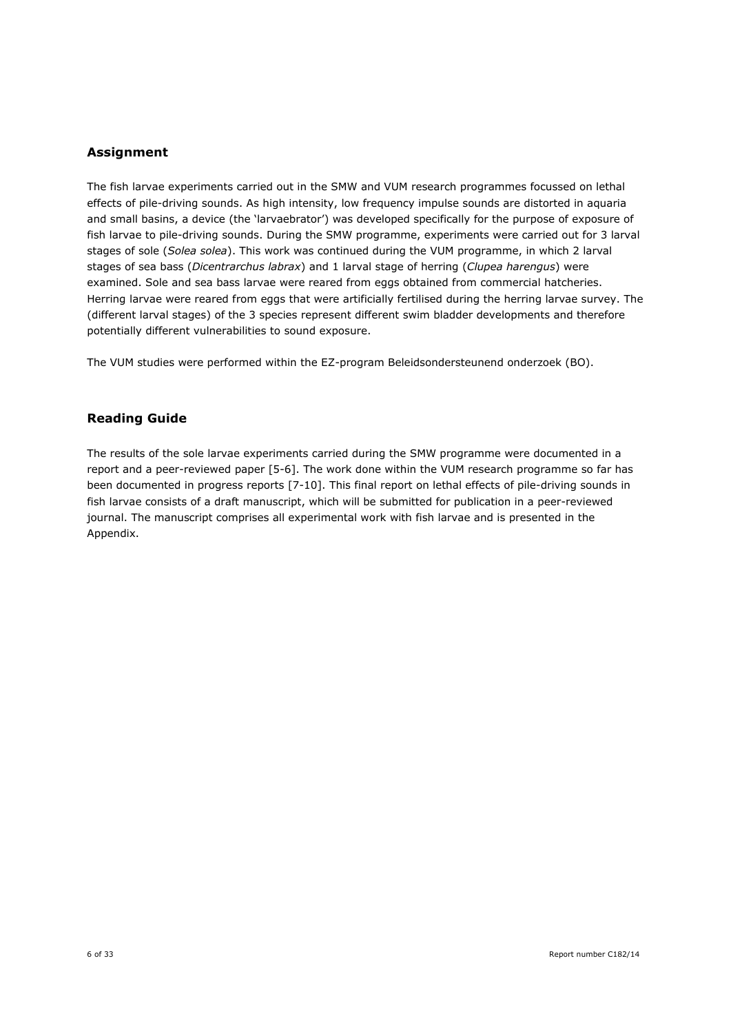## Assignment

The fish larvae experiments carried out in the SMW and VUM research programmes focussed on lethal effects of pile-driving sounds. As high intensity, low frequency impulse sounds are distorted in aquaria and small basins, a device (the 'larvaebrator') was developed specifically for the purpose of exposure of fish larvae to pile-driving sounds. During the SMW programme, experiments were carried out for 3 larval stages of sole (*Solea solea*). This work was continued during the VUM programme, in which 2 larval stages of sea bass (*Dicentrarchus labrax*) and 1 larval stage of herring (*Clupea harengus*) were examined. Sole and sea bass larvae were reared from eggs obtained from commercial hatcheries. Herring larvae were reared from eggs that were artificially fertilised during the herring larvae survey. The (different larval stages) of the 3 species represent different swim bladder developments and therefore potentially different vulnerabilities to sound exposure.

The VUM studies were performed within the EZ-program Beleidsondersteunend onderzoek (BO).

## Reading Guide

The results of the sole larvae experiments carried during the SMW programme were documented in a report and a peer-reviewed paper [5-6]. The work done within the VUM research programme so far has been documented in progress reports [7-10]. This final report on lethal effects of pile-driving sounds in fish larvae consists of a draft manuscript, which will be submitted for publication in a peer-reviewed journal. The manuscript comprises all experimental work with fish larvae and is presented in the Appendix.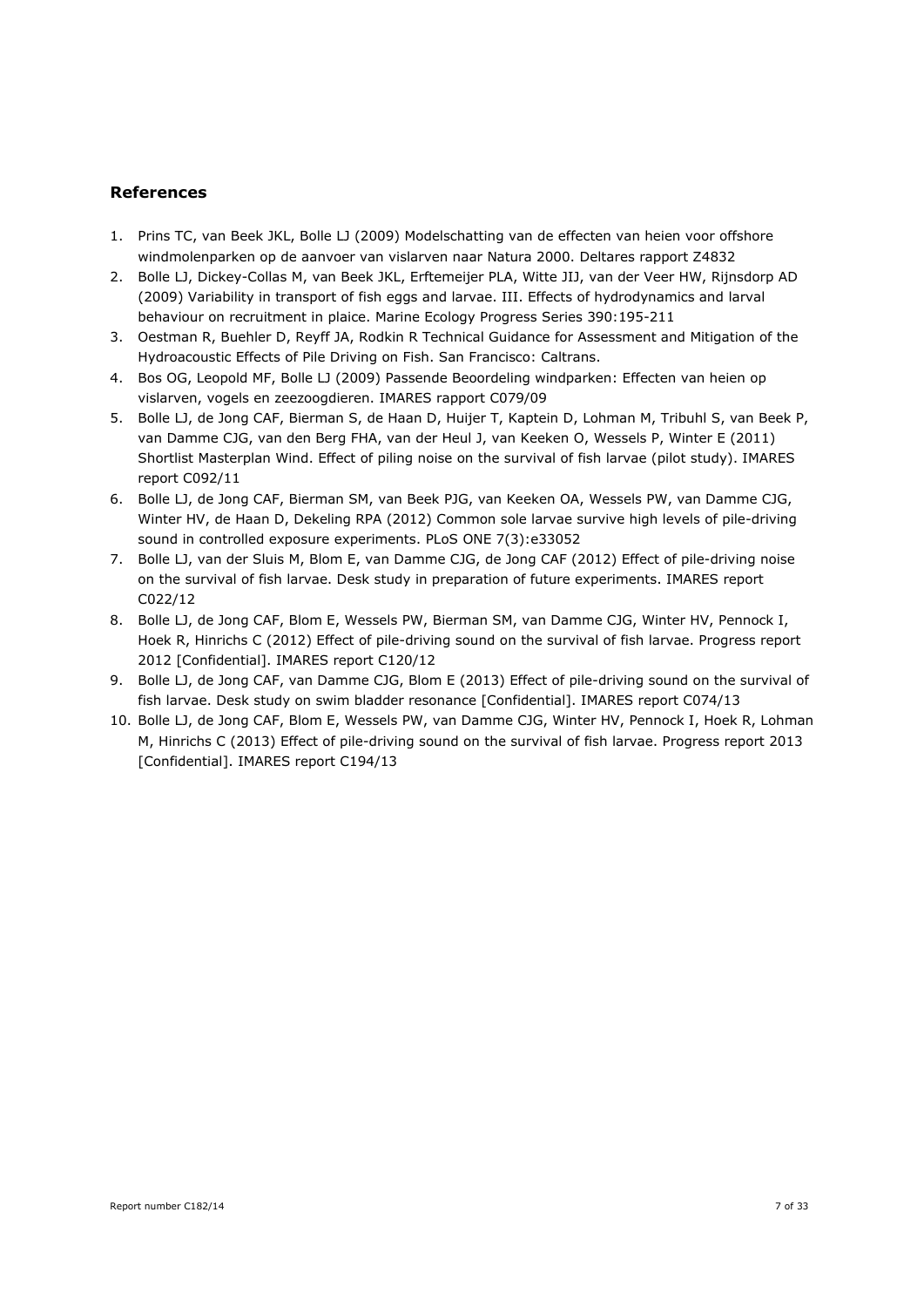## References

1. Prins TC, van Beek JKL, Bolle LJ (2009) Modelschatting van de effecten van heien voor offshore windmolenparken op de aanvoer van vislarven naar Natura 2000. Deltares rapport Z4832
2. Bolle LJ, Dickey-Collas M, van Beek JKL, Erftemeijer PLA, Witte JIJ, van der Veer HW, Rijnsdorp AD (2009) Variability in transport of fish eggs and larvae. III. Effects of hydrodynamics and larval behaviour on recruitment in plaice. Marine Ecology Progress Series 390:195-211
3. Oestman R, Buehler D, Reyff JA, Rodkin R Technical Guidance for Assessment and Mitigation of the Hydroacoustic Effects of Pile Driving on Fish. San Francisco: Caltrans.
4. Bos OG, Leopold MF, Bolle LJ (2009) Passende Beoordeling windparken: Effecten van heien op vislarven, vogels en zeezoogdieren. IMARES rapport C079/09
5. Bolle LJ, de Jong CAF, Bierman S, de Haan D, Huijer T, Kaptein D, Lohman M, Tribuhl S, van Beek P, van Damme CJG, van den Berg FHA, van der Heul J, van Keeken O, Wessels P, Winter E (2011) Shortlist Masterplan Wind. Effect of piling noise on the survival of fish larvae (pilot study). IMARES report C092/11
6. Bolle LJ, de Jong CAF, Bierman SM, van Beek PJG, van Keeken OA, Wessels PW, van Damme CJG, Winter HV, de Haan D, Dekeling RPA (2012) Common sole larvae survive high levels of pile-driving sound in controlled exposure experiments. PLoS ONE 7(3):e33052
7. Bolle LJ, van der Sluis M, Blom E, van Damme CJG, de Jong CAF (2012) Effect of pile-driving noise on the survival of fish larvae. Desk study in preparation of future experiments. IMARES report C022/12
8. Bolle LJ, de Jong CAF, Blom E, Wessels PW, Bierman SM, van Damme CJG, Winter HV, Pennock I, Hoek R, Hinrichs C (2012) Effect of pile-driving sound on the survival of fish larvae. Progress report 2012 [Confidential]. IMARES report C120/12
9. Bolle LJ, de Jong CAF, van Damme CJG, Blom E (2013) Effect of pile-driving sound on the survival of fish larvae. Desk study on swim bladder resonance [Confidential]. IMARES report C074/13
10. Bolle LJ, de Jong CAF, Blom E, Wessels PW, van Damme CJG, Winter HV, Pennock I, Hoek R, Lohman M, Hinrichs C (2013) Effect of pile-driving sound on the survival of fish larvae. Progress report 2013 [Confidential]. IMARES report C194/13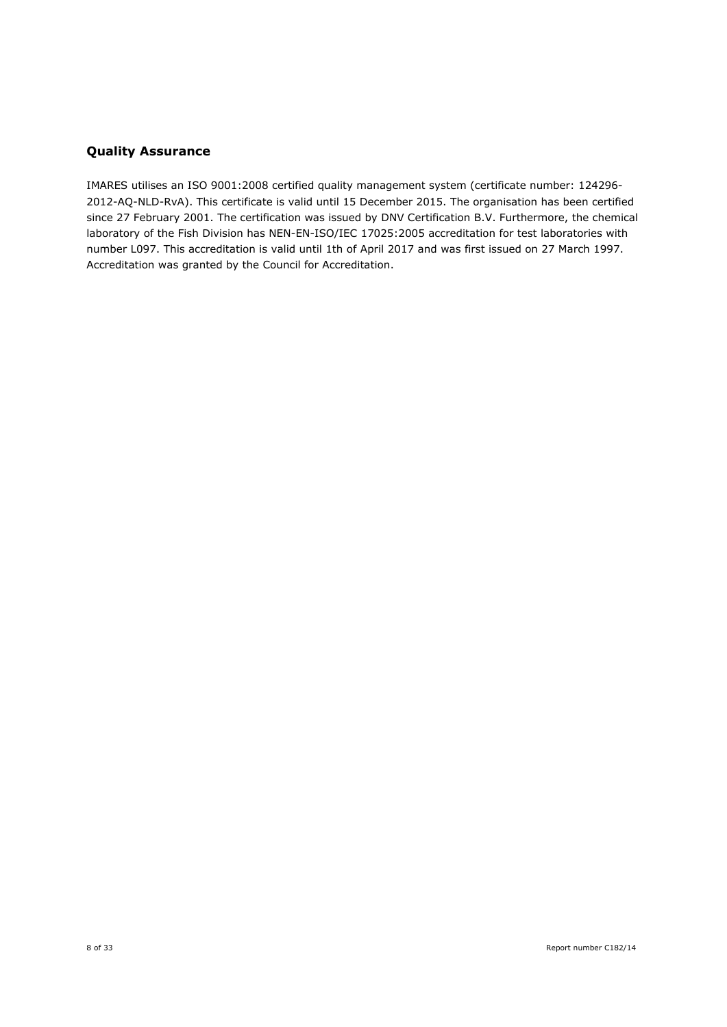## Quality Assurance

IMARES utilises an ISO 9001:2008 certified quality management system (certificate number: 124296-2012-AQ-NLD-RvA). This certificate is valid until 15 December 2015. The organisation has been certified since 27 February 2001. The certification was issued by DNV Certification B.V. Furthermore, the chemical laboratory of the Fish Division has NEN-EN-ISO/IEC 17025:2005 accreditation for test laboratories with number L097. This accreditation is valid until 1th of April 2017 and was first issued on 27 March 1997. Accreditation was granted by the Council for Accreditation.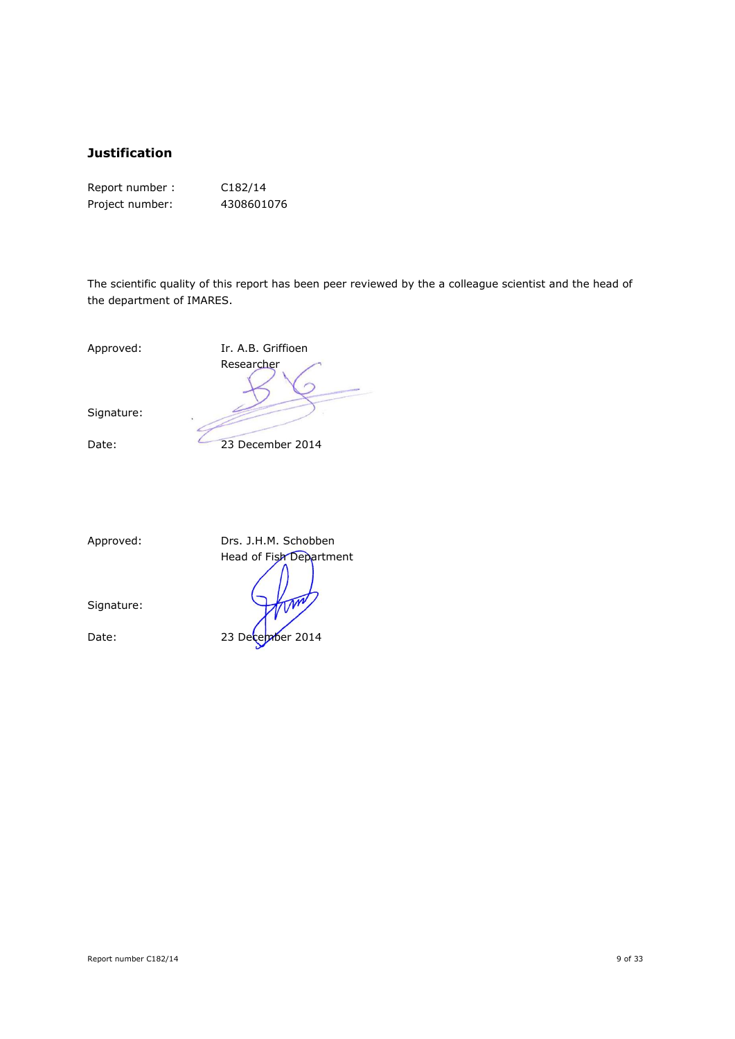## Justification

Report number : C182/14
Project number: 4308601076

The scientific quality of this report has been peer reviewed by the a colleague scientist and the head of the department of IMARES.

Approved: Ir. A.B. Griffioen
Researcher

Signature:

Date: 23 December 2014

Approved: Drs. J.H.M. Schobben
Head of Fish Department

Signature:

Date: 23 December 2014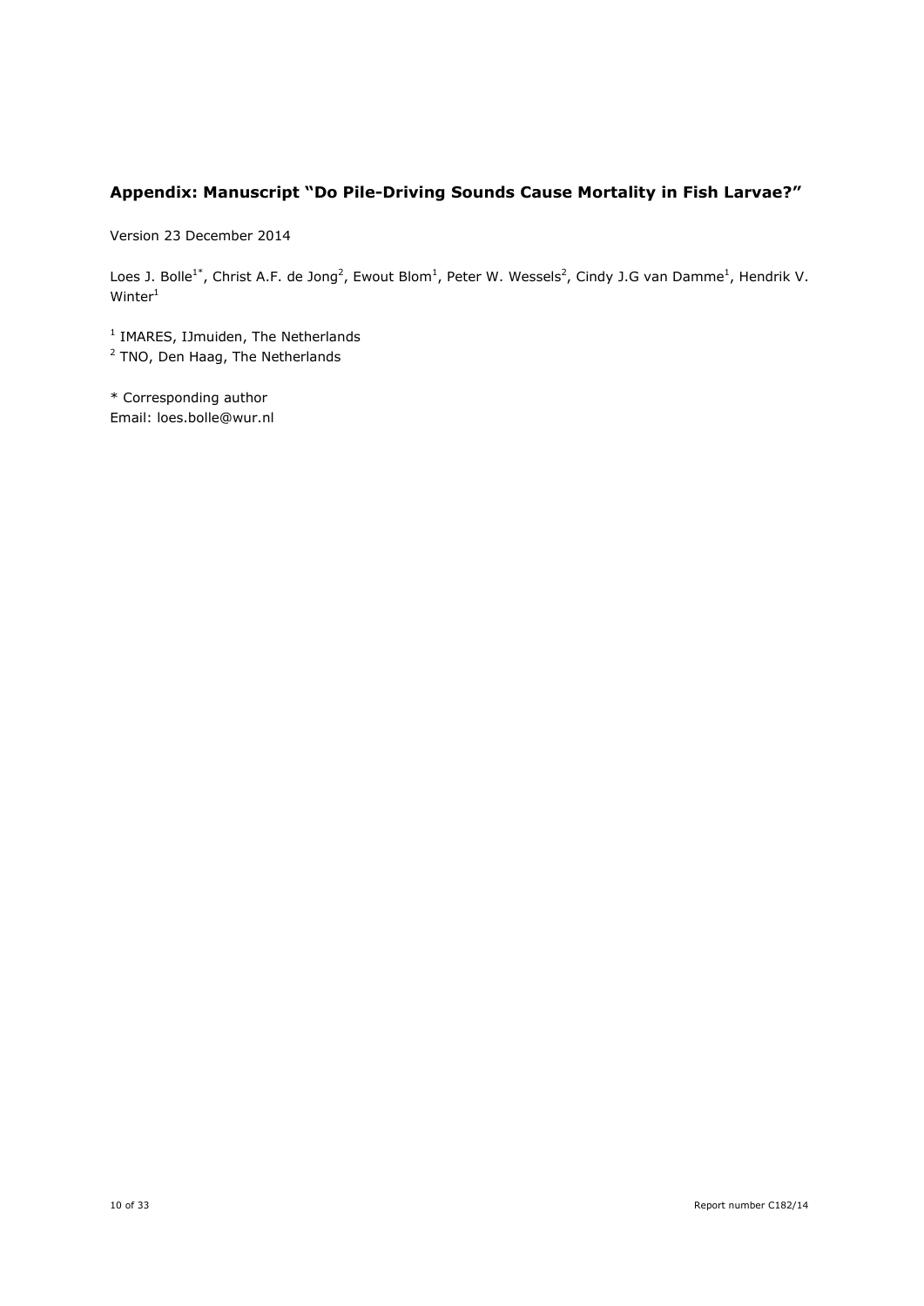## Appendix: Manuscript "Do Pile-Driving Sounds Cause Mortality in Fish Larvae?"

Version 23 December 2014

Loes J. Bolle[1*], Christ A.F. de Jong[2], Ewout Blom[1], Peter W. Wessels[2], Cindy J.G van Damme[1], Hendrik V. Winter[1]

[1] IMARES, IJmuiden, The Netherlands
[2] TNO, Den Haag, The Netherlands

* Corresponding author
Email: loes.bolle@wur.nl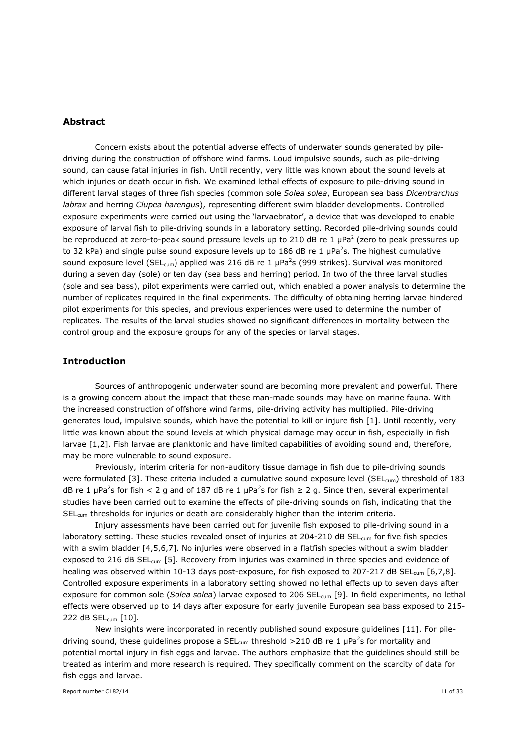## Abstract

Concern exists about the potential adverse effects of underwater sounds generated by pile-driving during the construction of offshore wind farms. Loud impulsive sounds, such as pile-driving sound, can cause fatal injuries in fish. Until recently, very little was known about the sound levels at which injuries or death occur in fish. We examined lethal effects of exposure to pile-driving sound in different larval stages of three fish species (common sole *Solea solea*, European sea bass *Dicentrarchus labrax* and herring *Clupea harengus*), representing different swim bladder developments. Controlled exposure experiments were carried out using the 'larvaebrator', a device that was developed to enable exposure of larval fish to pile-driving sounds in a laboratory setting. Recorded pile-driving sounds could be reproduced at zero-to-peak sound pressure levels up to 210 dB re 1 $\mu Pa^2$ (zero to peak pressures up to 32 kPa) and single pulse sound exposure levels up to 186 dB re 1 $\mu Pa^2 s$. The highest cumulative sound exposure level ($SEL_{cum}$) applied was 216 dB re 1 $\mu Pa^2 s$ (999 strikes). Survival was monitored during a seven day (sole) or ten day (sea bass and herring) period. In two of the three larval studies (sole and sea bass), pilot experiments were carried out, which enabled a power analysis to determine the number of replicates required in the final experiments. The difficulty of obtaining herring larvae hindered pilot experiments for this species, and previous experiences were used to determine the number of replicates. The results of the larval studies showed no significant differences in mortality between the control group and the exposure groups for any of the species or larval stages.

## Introduction

Sources of anthropogenic underwater sound are becoming more prevalent and powerful. There is a growing concern about the impact that these man-made sounds may have on marine fauna. With the increased construction of offshore wind farms, pile-driving activity has multiplied. Pile-driving generates loud, impulsive sounds, which have the potential to kill or injure fish [1]. Until recently, very little was known about the sound levels at which physical damage may occur in fish, especially in fish larvae [1,2]. Fish larvae are planktonic and have limited capabilities of avoiding sound and, therefore, may be more vulnerable to sound exposure.

Previously, interim criteria for non-auditory tissue damage in fish due to pile-driving sounds were formulated [3]. These criteria included a cumulative sound exposure level ($SEL_{cum}$) threshold of 183 dB re 1 $\mu Pa^2 s$ for fish < 2 g and of 187 dB re 1 $\mu Pa^2 s$ for fish ≥ 2 g. Since then, several experimental studies have been carried out to examine the effects of pile-driving sounds on fish, indicating that the $SEL_{cum}$ thresholds for injuries or death are considerably higher than the interim criteria.

Injury assessments have been carried out for juvenile fish exposed to pile-driving sound in a laboratory setting. These studies revealed onset of injuries at 204-210 dB $SEL_{cum}$ for five fish species with a swim bladder [4,5,6,7]. No injuries were observed in a flatfish species without a swim bladder exposed to 216 dB $SEL_{cum}$ [5]. Recovery from injuries was examined in three species and evidence of healing was observed within 10-13 days post-exposure, for fish exposed to 207-217 dB $SEL_{cum}$ [6,7,8]. Controlled exposure experiments in a laboratory setting showed no lethal effects up to seven days after exposure for common sole (*Solea solea*) larvae exposed to 206 $SEL_{cum}$ [9]. In field experiments, no lethal effects were observed up to 14 days after exposure for early juvenile European sea bass exposed to 215-222 dB $SEL_{cum}$ [10].

New insights were incorporated in recently published sound exposure guidelines [11]. For pile-driving sound, these guidelines propose a $SEL_{cum}$ threshold >210 dB re 1 $\mu Pa^2 s$ for mortality and potential mortal injury in fish eggs and larvae. The authors emphasize that the guidelines should still be treated as interim and more research is required. They specifically comment on the scarcity of data for fish eggs and larvae.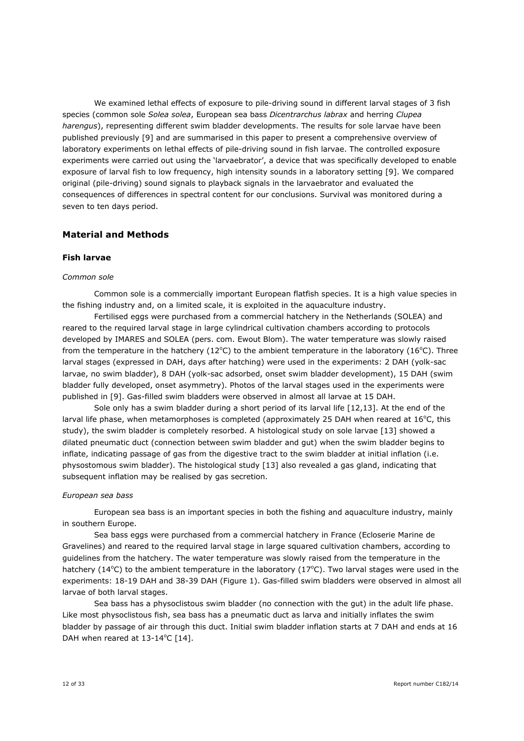We examined lethal effects of exposure to pile-driving sound in different larval stages of 3 fish species (common sole *Solea solea*, European sea bass *Dicentrarchus labrax* and herring *Clupea harengus*), representing different swim bladder developments. The results for sole larvae have been published previously [9] and are summarised in this paper to present a comprehensive overview of laboratory experiments on lethal effects of pile-driving sound in fish larvae. The controlled exposure experiments were carried out using the 'larvaebrator', a device that was specifically developed to enable exposure of larval fish to low frequency, high intensity sounds in a laboratory setting [9]. We compared original (pile-driving) sound signals to playback signals in the larvaebrator and evaluated the consequences of differences in spectral content for our conclusions. Survival was monitored during a seven to ten days period.

## Material and Methods

### Fish larvae

*Common sole*

Common sole is a commercially important European flatfish species. It is a high value species in the fishing industry and, on a limited scale, it is exploited in the aquaculture industry.

Fertilised eggs were purchased from a commercial hatchery in the Netherlands (SOLEA) and reared to the required larval stage in large cylindrical cultivation chambers according to protocols developed by IMARES and SOLEA (pers. com. Ewout Blom). The water temperature was slowly raised from the temperature in the hatchery (12°C) to the ambient temperature in the laboratory (16°C). Three larval stages (expressed in DAH, days after hatching) were used in the experiments: 2 DAH (yolk-sac larvae, no swim bladder), 8 DAH (yolk-sac adsorbed, onset swim bladder development), 15 DAH (swim bladder fully developed, onset asymmetry). Photos of the larval stages used in the experiments were published in [9]. Gas-filled swim bladders were observed in almost all larvae at 15 DAH.

Sole only has a swim bladder during a short period of its larval life [12,13]. At the end of the larval life phase, when metamorphoses is completed (approximately 25 DAH when reared at 16°C, this study), the swim bladder is completely resorbed. A histological study on sole larvae [13] showed a dilated pneumatic duct (connection between swim bladder and gut) when the swim bladder begins to inflate, indicating passage of gas from the digestive tract to the swim bladder at initial inflation (i.e. physostomous swim bladder). The histological study [13] also revealed a gas gland, indicating that subsequent inflation may be realised by gas secretion.

*European sea bass*

European sea bass is an important species in both the fishing and aquaculture industry, mainly in southern Europe.

Sea bass eggs were purchased from a commercial hatchery in France (Ecloserie Marine de Gravelines) and reared to the required larval stage in large squared cultivation chambers, according to guidelines from the hatchery. The water temperature was slowly raised from the temperature in the hatchery (14°C) to the ambient temperature in the laboratory (17°C). Two larval stages were used in the experiments: 18-19 DAH and 38-39 DAH (Figure 1). Gas-filled swim bladders were observed in almost all larvae of both larval stages.

Sea bass has a physoclistous swim bladder (no connection with the gut) in the adult life phase. Like most physoclistous fish, sea bass has a pneumatic duct as larva and initially inflates the swim bladder by passage of air through this duct. Initial swim bladder inflation starts at 7 DAH and ends at 16 DAH when reared at 13-14°C [14].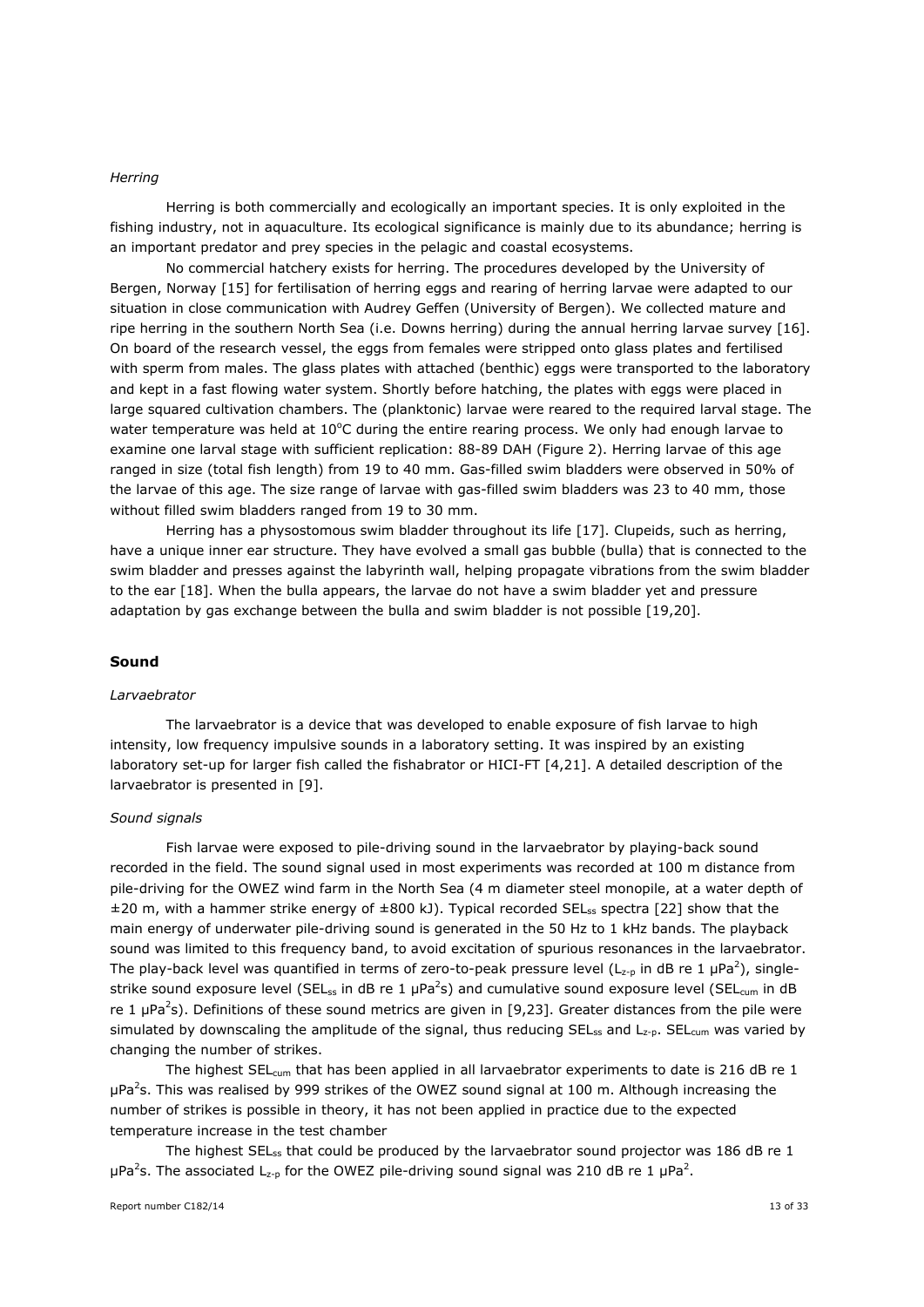*Herring*

Herring is both commercially and ecologically an important species. It is only exploited in the fishing industry, not in aquaculture. Its ecological significance is mainly due to its abundance; herring is an important predator and prey species in the pelagic and coastal ecosystems.

No commercial hatchery exists for herring. The procedures developed by the University of Bergen, Norway [15] for fertilisation of herring eggs and rearing of herring larvae were adapted to our situation in close communication with Audrey Geffen (University of Bergen). We collected mature and ripe herring in the southern North Sea (i.e. Downs herring) during the annual herring larvae survey [16]. On board of the research vessel, the eggs from females were stripped onto glass plates and fertilised with sperm from males. The glass plates with attached (benthic) eggs were transported to the laboratory and kept in a fast flowing water system. Shortly before hatching, the plates with eggs were placed in large squared cultivation chambers. The (planktonic) larvae were reared to the required larval stage. The water temperature was held at 10°C during the entire rearing process. We only had enough larvae to examine one larval stage with sufficient replication: 88-89 DAH (Figure 2). Herring larvae of this age ranged in size (total fish length) from 19 to 40 mm. Gas-filled swim bladders were observed in 50% of the larvae of this age. The size range of larvae with gas-filled swim bladders was 23 to 40 mm, those without filled swim bladders ranged from 19 to 30 mm.

Herring has a physostomous swim bladder throughout its life [17]. Clupeids, such as herring, have a unique inner ear structure. They have evolved a small gas bubble (bulla) that is connected to the swim bladder and presses against the labyrinth wall, helping propagate vibrations from the swim bladder to the ear [18]. When the bulla appears, the larvae do not have a swim bladder yet and pressure adaptation by gas exchange between the bulla and swim bladder is not possible [19,20].

## Sound

*Larvaebrator*

The larvaebrator is a device that was developed to enable exposure of fish larvae to high intensity, low frequency impulsive sounds in a laboratory setting. It was inspired by an existing laboratory set-up for larger fish called the fishabrator or HICI-FT [4,21]. A detailed description of the larvaebrator is presented in [9].

*Sound signals*

Fish larvae were exposed to pile-driving sound in the larvaebrator by playing-back sound recorded in the field. The sound signal used in most experiments was recorded at 100 m distance from pile-driving for the OWEZ wind farm in the North Sea (4 m diameter steel monopile, at a water depth of ±20 m, with a hammer strike energy of ±800 kJ). Typical recorded $SEL_{ss}$ spectra [22] show that the main energy of underwater pile-driving sound is generated in the 50 Hz to 1 kHz bands. The playback sound was limited to this frequency band, to avoid excitation of spurious resonances in the larvaebrator. The play-back level was quantified in terms of zero-to-peak pressure level ($L_{z-p}$ in dB re 1 $\mu Pa^2$), single-strike sound exposure level ($SEL_{ss}$ in dB re 1 $\mu Pa^2 s$) and cumulative sound exposure level ($SEL_{cum}$ in dB re 1 $\mu Pa^2 s$). Definitions of these sound metrics are given in [9,23]. Greater distances from the pile were simulated by downscaling the amplitude of the signal, thus reducing $SEL_{ss}$ and $L_{z-p}$. $SEL_{cum}$ was varied by changing the number of strikes.

The highest $SEL_{cum}$ that has been applied in all larvaebrator experiments to date is 216 dB re 1 $\mu Pa^2 s$. This was realised by 999 strikes of the OWEZ sound signal at 100 m. Although increasing the number of strikes is possible in theory, it has not been applied in practice due to the expected temperature increase in the test chamber

The highest $SEL_{ss}$ that could be produced by the larvaebrator sound projector was 186 dB re 1 $\mu Pa^2 s$. The associated $L_{z-p}$ for the OWEZ pile-driving sound signal was 210 dB re 1 $\mu Pa^2$.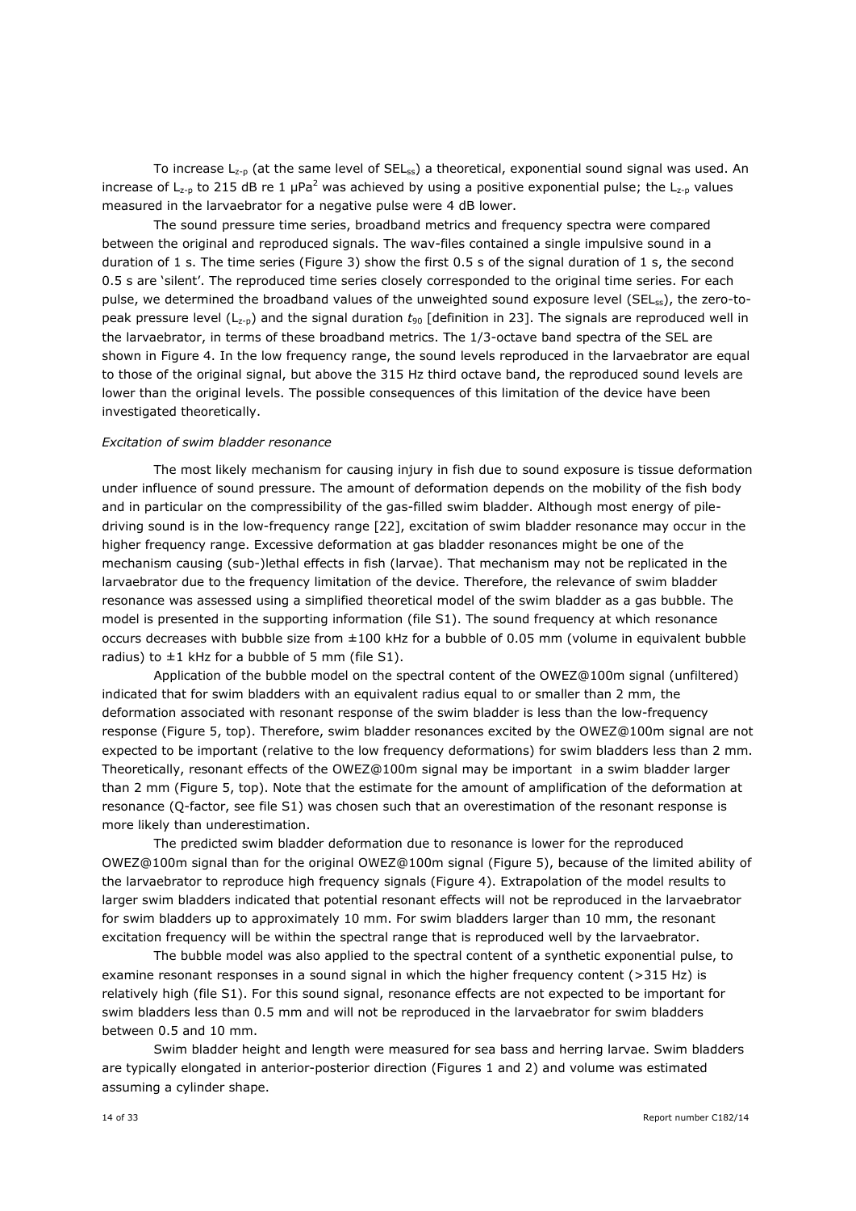To increase $L_{z-p}$ (at the same level of $SEL_{ss}$) a theoretical, exponential sound signal was used. An increase of $L_{z-p}$ to 215 dB re 1 μPa$^2$ was achieved by using a positive exponential pulse; the $L_{z-p}$ values measured in the larvaebrator for a negative pulse were 4 dB lower.

The sound pressure time series, broadband metrics and frequency spectra were compared between the original and reproduced signals. The wav-files contained a single impulsive sound in a duration of 1 s. The time series (Figure 3) show the first 0.5 s of the signal duration of 1 s, the second 0.5 s are 'silent'. The reproduced time series closely corresponded to the original time series. For each pulse, we determined the broadband values of the unweighted sound exposure level ($SEL_{ss}$), the zero-to-peak pressure level ($L_{z-p}$) and the signal duration $t_{90}$ [definition in 23]. The signals are reproduced well in the larvaebrator, in terms of these broadband metrics. The 1/3-octave band spectra of the SEL are shown in Figure 4. In the low frequency range, the sound levels reproduced in the larvaebrator are equal to those of the original signal, but above the 315 Hz third octave band, the reproduced sound levels are lower than the original levels. The possible consequences of this limitation of the device have been investigated theoretically.

*Excitation of swim bladder resonance*

The most likely mechanism for causing injury in fish due to sound exposure is tissue deformation under influence of sound pressure. The amount of deformation depends on the mobility of the fish body and in particular on the compressibility of the gas-filled swim bladder. Although most energy of pile-driving sound is in the low-frequency range [22], excitation of swim bladder resonance may occur in the higher frequency range. Excessive deformation at gas bladder resonances might be one of the mechanism causing (sub-)lethal effects in fish (larvae). That mechanism may not be replicated in the larvaebrator due to the frequency limitation of the device. Therefore, the relevance of swim bladder resonance was assessed using a simplified theoretical model of the swim bladder as a gas bubble. The model is presented in the supporting information (file S1). The sound frequency at which resonance occurs decreases with bubble size from ±100 kHz for a bubble of 0.05 mm (volume in equivalent bubble radius) to ±1 kHz for a bubble of 5 mm (file S1).

Application of the bubble model on the spectral content of the OWEZ@100m signal (unfiltered) indicated that for swim bladders with an equivalent radius equal to or smaller than 2 mm, the deformation associated with resonant response of the swim bladder is less than the low-frequency response (Figure 5, top). Therefore, swim bladder resonances excited by the OWEZ@100m signal are not expected to be important (relative to the low frequency deformations) for swim bladders less than 2 mm. Theoretically, resonant effects of the OWEZ@100m signal may be important in a swim bladder larger than 2 mm (Figure 5, top). Note that the estimate for the amount of amplification of the deformation at resonance (Q-factor, see file S1) was chosen such that an overestimation of the resonant response is more likely than underestimation.

The predicted swim bladder deformation due to resonance is lower for the reproduced OWEZ@100m signal than for the original OWEZ@100m signal (Figure 5), because of the limited ability of the larvaebrator to reproduce high frequency signals (Figure 4). Extrapolation of the model results to larger swim bladders indicated that potential resonant effects will not be reproduced in the larvaebrator for swim bladders up to approximately 10 mm. For swim bladders larger than 10 mm, the resonant excitation frequency will be within the spectral range that is reproduced well by the larvaebrator.

The bubble model was also applied to the spectral content of a synthetic exponential pulse, to examine resonant responses in a sound signal in which the higher frequency content (>315 Hz) is relatively high (file S1). For this sound signal, resonance effects are not expected to be important for swim bladders less than 0.5 mm and will not be reproduced in the larvaebrator for swim bladders between 0.5 and 10 mm.

Swim bladder height and length were measured for sea bass and herring larvae. Swim bladders are typically elongated in anterior-posterior direction (Figures 1 and 2) and volume was estimated assuming a cylinder shape.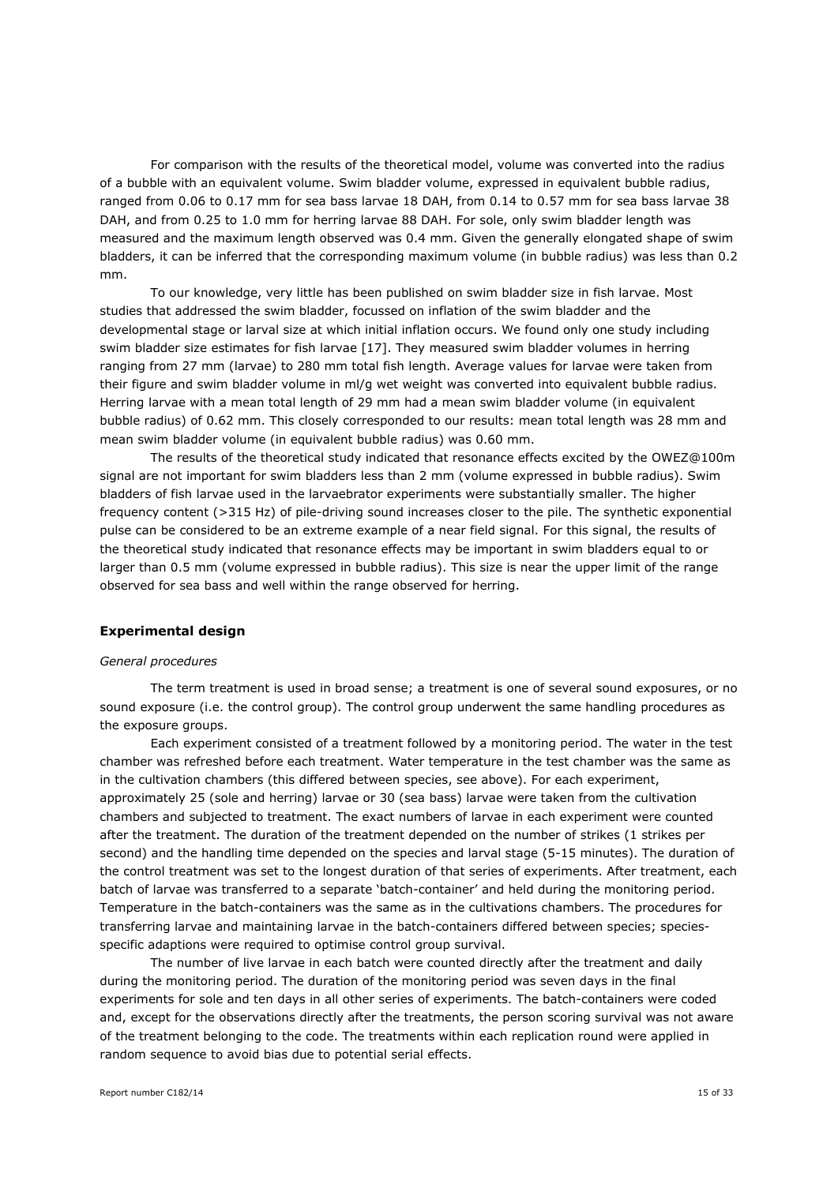For comparison with the results of the theoretical model, volume was converted into the radius of a bubble with an equivalent volume. Swim bladder volume, expressed in equivalent bubble radius, ranged from 0.06 to 0.17 mm for sea bass larvae 18 DAH, from 0.14 to 0.57 mm for sea bass larvae 38 DAH, and from 0.25 to 1.0 mm for herring larvae 88 DAH. For sole, only swim bladder length was measured and the maximum length observed was 0.4 mm. Given the generally elongated shape of swim bladders, it can be inferred that the corresponding maximum volume (in bubble radius) was less than 0.2 mm.

To our knowledge, very little has been published on swim bladder size in fish larvae. Most studies that addressed the swim bladder, focussed on inflation of the swim bladder and the developmental stage or larval size at which initial inflation occurs. We found only one study including swim bladder size estimates for fish larvae [17]. They measured swim bladder volumes in herring ranging from 27 mm (larvae) to 280 mm total fish length. Average values for larvae were taken from their figure and swim bladder volume in ml/g wet weight was converted into equivalent bubble radius. Herring larvae with a mean total length of 29 mm had a mean swim bladder volume (in equivalent bubble radius) of 0.62 mm. This closely corresponded to our results: mean total length was 28 mm and mean swim bladder volume (in equivalent bubble radius) was 0.60 mm.

The results of the theoretical study indicated that resonance effects excited by the OWEZ@100m signal are not important for swim bladders less than 2 mm (volume expressed in bubble radius). Swim bladders of fish larvae used in the larvaebrator experiments were substantially smaller. The higher frequency content (>315 Hz) of pile-driving sound increases closer to the pile. The synthetic exponential pulse can be considered to be an extreme example of a near field signal. For this signal, the results of the theoretical study indicated that resonance effects may be important in swim bladders equal to or larger than 0.5 mm (volume expressed in bubble radius). This size is near the upper limit of the range observed for sea bass and well within the range observed for herring.

## Experimental design

*General procedures*

The term treatment is used in broad sense; a treatment is one of several sound exposures, or no sound exposure (i.e. the control group). The control group underwent the same handling procedures as the exposure groups.

Each experiment consisted of a treatment followed by a monitoring period. The water in the test chamber was refreshed before each treatment. Water temperature in the test chamber was the same as in the cultivation chambers (this differed between species, see above). For each experiment, approximately 25 (sole and herring) larvae or 30 (sea bass) larvae were taken from the cultivation chambers and subjected to treatment. The exact numbers of larvae in each experiment were counted after the treatment. The duration of the treatment depended on the number of strikes (1 strikes per second) and the handling time depended on the species and larval stage (5-15 minutes). The duration of the control treatment was set to the longest duration of that series of experiments. After treatment, each batch of larvae was transferred to a separate 'batch-container' and held during the monitoring period. Temperature in the batch-containers was the same as in the cultivations chambers. The procedures for transferring larvae and maintaining larvae in the batch-containers differed between species; species-specific adaptions were required to optimise control group survival.

The number of live larvae in each batch were counted directly after the treatment and daily during the monitoring period. The duration of the monitoring period was seven days in the final experiments for sole and ten days in all other series of experiments. The batch-containers were coded and, except for the observations directly after the treatments, the person scoring survival was not aware of the treatment belonging to the code. The treatments within each replication round were applied in random sequence to avoid bias due to potential serial effects.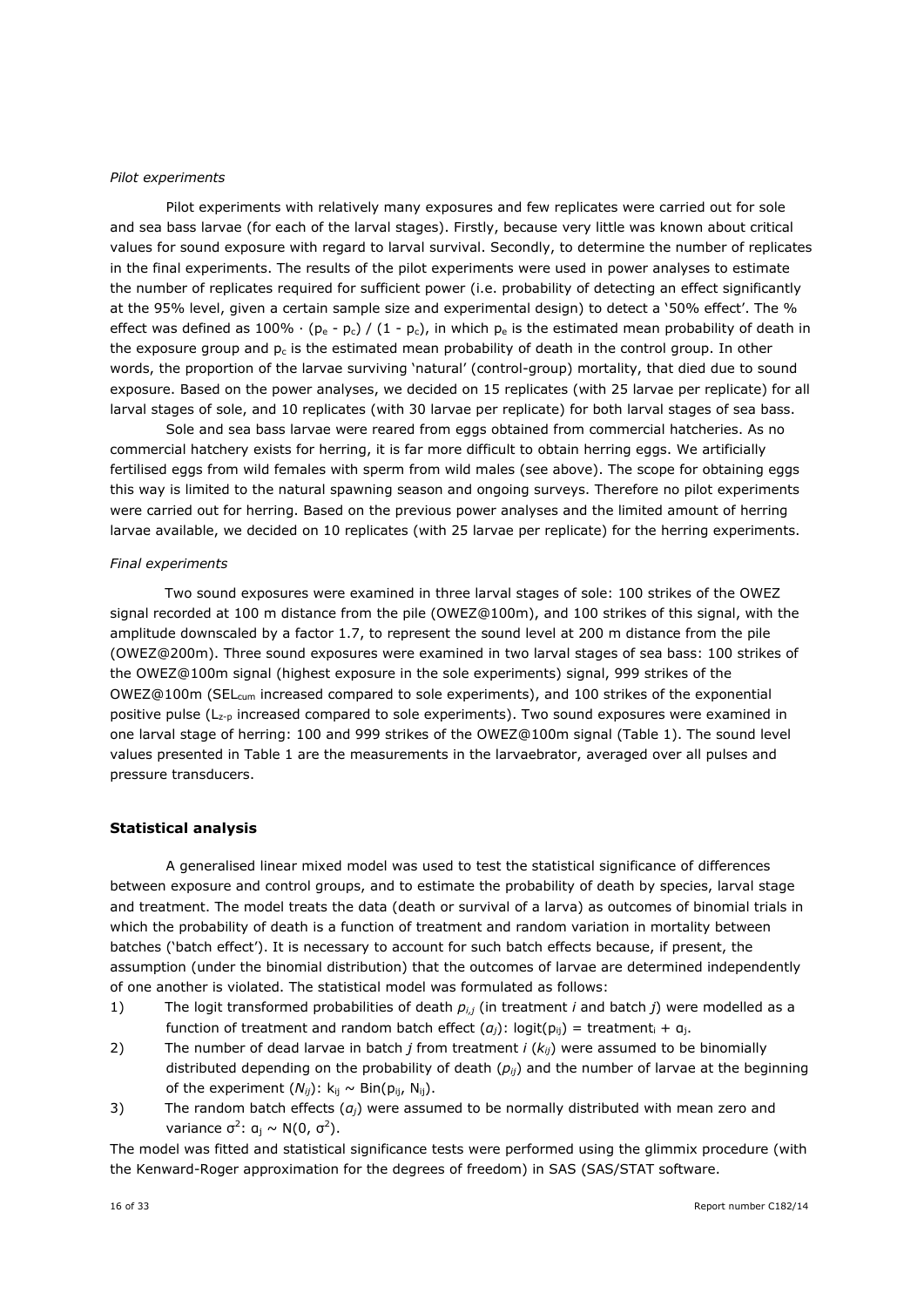*Pilot experiments*

Pilot experiments with relatively many exposures and few replicates were carried out for sole and sea bass larvae (for each of the larval stages). Firstly, because very little was known about critical values for sound exposure with regard to larval survival. Secondly, to determine the number of replicates in the final experiments. The results of the pilot experiments were used in power analyses to estimate the number of replicates required for sufficient power (i.e. probability of detecting an effect significantly at the 95% level, given a certain sample size and experimental design) to detect a '50% effect'. The % effect was defined as $100\% \cdot (p_e - p_c) / (1 - p_c)$, in which $p_e$ is the estimated mean probability of death in the exposure group and $p_c$ is the estimated mean probability of death in the control group. In other words, the proportion of the larvae surviving 'natural' (control-group) mortality, that died due to sound exposure. Based on the power analyses, we decided on 15 replicates (with 25 larvae per replicate) for all larval stages of sole, and 10 replicates (with 30 larvae per replicate) for both larval stages of sea bass.

Sole and sea bass larvae were reared from eggs obtained from commercial hatcheries. As no commercial hatchery exists for herring, it is far more difficult to obtain herring eggs. We artificially fertilised eggs from wild females with sperm from wild males (see above). The scope for obtaining eggs this way is limited to the natural spawning season and ongoing surveys. Therefore no pilot experiments were carried out for herring. Based on the previous power analyses and the limited amount of herring larvae available, we decided on 10 replicates (with 25 larvae per replicate) for the herring experiments.

*Final experiments*

Two sound exposures were examined in three larval stages of sole: 100 strikes of the OWEZ signal recorded at 100 m distance from the pile (OWEZ@100m), and 100 strikes of this signal, with the amplitude downscaled by a factor 1.7, to represent the sound level at 200 m distance from the pile (OWEZ@200m). Three sound exposures were examined in two larval stages of sea bass: 100 strikes of the OWEZ@100m signal (highest exposure in the sole experiments) signal, 999 strikes of the OWEZ@100m ($SEL_{cum}$ increased compared to sole experiments), and 100 strikes of the exponential positive pulse ($L_{z-p}$ increased compared to sole experiments). Two sound exposures were examined in one larval stage of herring: 100 and 999 strikes of the OWEZ@100m signal (Table 1). The sound level values presented in Table 1 are the measurements in the larvaebrator, averaged over all pulses and pressure transducers.

## Statistical analysis

A generalised linear mixed model was used to test the statistical significance of differences between exposure and control groups, and to estimate the probability of death by species, larval stage and treatment. The model treats the data (death or survival of a larva) as outcomes of binomial trials in which the probability of death is a function of treatment and random variation in mortality between batches ('batch effect'). It is necessary to account for such batch effects because, if present, the assumption (under the binomial distribution) that the outcomes of larvae are determined independently of one another is violated. The statistical model was formulated as follows:

1) The logit transformed probabilities of death $p_{i,j}$ (in treatment $i$ and batch $j$) were modelled as a function of treatment and random batch effect ($a_j$): $\text{logit}(p_{ij}) = \text{treatment}_i + a_j$.
2) The number of dead larvae in batch $j$ from treatment $i$ ($k_{ij}$) were assumed to be binomially distributed depending on the probability of death ($p_{ij}$) and the number of larvae at the beginning of the experiment ($N_{ij}$): $k_{ij} \sim \text{Bin}(p_{ij}, N_{ij})$.
3) The random batch effects ($a_j$) were assumed to be normally distributed with mean zero and variance $\sigma^2$: $a_j \sim N(0, \sigma^2)$.

The model was fitted and statistical significance tests were performed using the glimmix procedure (with the Kenward-Roger approximation for the degrees of freedom) in SAS (SAS/STAT software.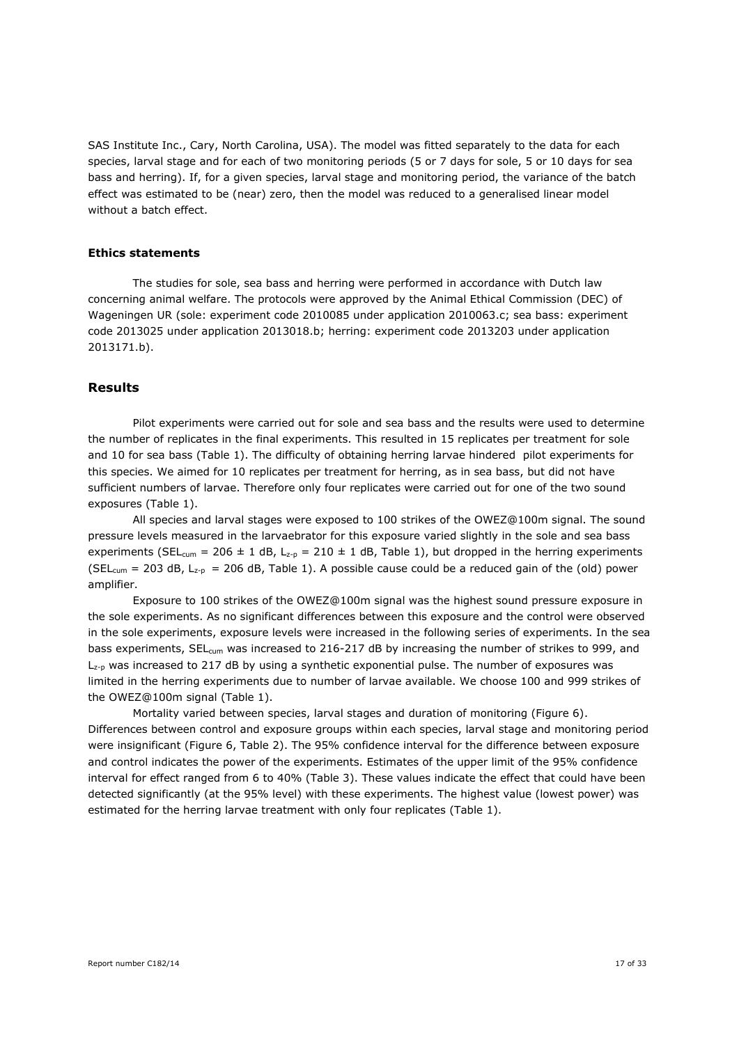SAS Institute Inc., Cary, North Carolina, USA). The model was fitted separately to the data for each species, larval stage and for each of two monitoring periods (5 or 7 days for sole, 5 or 10 days for sea bass and herring). If, for a given species, larval stage and monitoring period, the variance of the batch effect was estimated to be (near) zero, then the model was reduced to a generalised linear model without a batch effect.

### Ethics statements

The studies for sole, sea bass and herring were performed in accordance with Dutch law concerning animal welfare. The protocols were approved by the Animal Ethical Commission (DEC) of Wageningen UR (sole: experiment code 2010085 under application 2010063.c; sea bass: experiment code 2013025 under application 2013018.b; herring: experiment code 2013203 under application 2013171.b).

## Results

Pilot experiments were carried out for sole and sea bass and the results were used to determine the number of replicates in the final experiments. This resulted in 15 replicates per treatment for sole and 10 for sea bass (Table 1). The difficulty of obtaining herring larvae hindered pilot experiments for this species. We aimed for 10 replicates per treatment for herring, as in sea bass, but did not have sufficient numbers of larvae. Therefore only four replicates were carried out for one of the two sound exposures (Table 1).

All species and larval stages were exposed to 100 strikes of the OWEZ@100m signal. The sound pressure levels measured in the larvaebrator for this exposure varied slightly in the sole and sea bass experiments ($SEL_{cum}$ = 206 ± 1 dB, $L_{z\text{-}p}$ = 210 ± 1 dB, Table 1), but dropped in the herring experiments ($SEL_{cum}$ = 203 dB, $L_{z\text{-}p}$ = 206 dB, Table 1). A possible cause could be a reduced gain of the (old) power amplifier.

Exposure to 100 strikes of the OWEZ@100m signal was the highest sound pressure exposure in the sole experiments. As no significant differences between this exposure and the control were observed in the sole experiments, exposure levels were increased in the following series of experiments. In the sea bass experiments, $SEL_{cum}$ was increased to 216-217 dB by increasing the number of strikes to 999, and $L_{z\text{-}p}$ was increased to 217 dB by using a synthetic exponential pulse. The number of exposures was limited in the herring experiments due to number of larvae available. We choose 100 and 999 strikes of the OWEZ@100m signal (Table 1).

Mortality varied between species, larval stages and duration of monitoring (Figure 6). Differences between control and exposure groups within each species, larval stage and monitoring period were insignificant (Figure 6, Table 2). The 95% confidence interval for the difference between exposure and control indicates the power of the experiments. Estimates of the upper limit of the 95% confidence interval for effect ranged from 6 to 40% (Table 3). These values indicate the effect that could have been detected significantly (at the 95% level) with these experiments. The highest value (lowest power) was estimated for the herring larvae treatment with only four replicates (Table 1).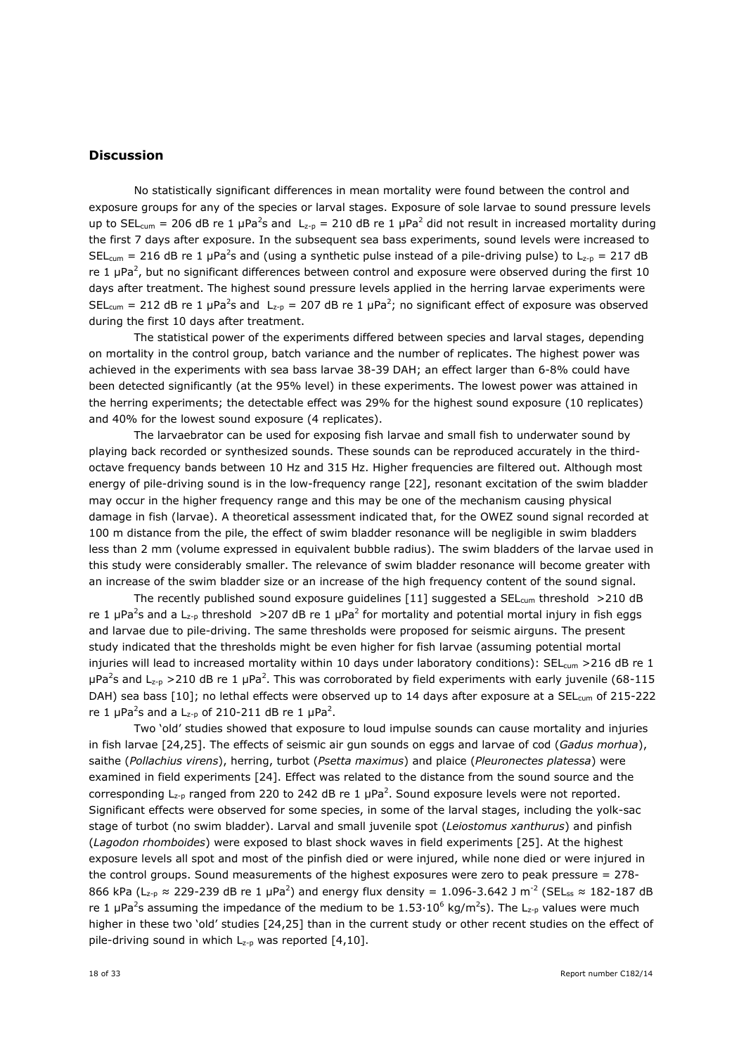## Discussion

No statistically significant differences in mean mortality were found between the control and exposure groups for any of the species or larval stages. Exposure of sole larvae to sound pressure levels up to $SEL_{cum}$ = 206 dB re 1 $\mu Pa^2 s$ and $L_{z-p}$ = 210 dB re 1 $\mu Pa^2$ did not result in increased mortality during the first 7 days after exposure. In the subsequent sea bass experiments, sound levels were increased to $SEL_{cum}$ = 216 dB re 1 $\mu Pa^2 s$ and (using a synthetic pulse instead of a pile-driving pulse) to $L_{z-p}$ = 217 dB re 1 $\mu Pa^2$, but no significant differences between control and exposure were observed during the first 10 days after treatment. The highest sound pressure levels applied in the herring larvae experiments were $SEL_{cum}$ = 212 dB re 1 $\mu Pa^2 s$ and $L_{z-p}$ = 207 dB re 1 $\mu Pa^2$; no significant effect of exposure was observed during the first 10 days after treatment.

The statistical power of the experiments differed between species and larval stages, depending on mortality in the control group, batch variance and the number of replicates. The highest power was achieved in the experiments with sea bass larvae 38-39 DAH; an effect larger than 6-8% could have been detected significantly (at the 95% level) in these experiments. The lowest power was attained in the herring experiments; the detectable effect was 29% for the highest sound exposure (10 replicates) and 40% for the lowest sound exposure (4 replicates).

The larvaebrator can be used for exposing fish larvae and small fish to underwater sound by playing back recorded or synthesized sounds. These sounds can be reproduced accurately in the third-octave frequency bands between 10 Hz and 315 Hz. Higher frequencies are filtered out. Although most energy of pile-driving sound is in the low-frequency range [22], resonant excitation of the swim bladder may occur in the higher frequency range and this may be one of the mechanism causing physical damage in fish (larvae). A theoretical assessment indicated that, for the OWEZ sound signal recorded at 100 m distance from the pile, the effect of swim bladder resonance will be negligible in swim bladders less than 2 mm (volume expressed in equivalent bubble radius). The swim bladders of the larvae used in this study were considerably smaller. The relevance of swim bladder resonance will become greater with an increase of the swim bladder size or an increase of the high frequency content of the sound signal.

The recently published sound exposure guidelines [11] suggested a $SEL_{cum}$ threshold >210 dB re 1 $\mu Pa^2 s$ and a $L_{z-p}$ threshold >207 dB re 1 $\mu Pa^2$ for mortality and potential mortal injury in fish eggs and larvae due to pile-driving. The same thresholds were proposed for seismic airguns. The present study indicated that the thresholds might be even higher for fish larvae (assuming potential mortal injuries will lead to increased mortality within 10 days under laboratory conditions): $SEL_{cum}$ >216 dB re 1 $\mu Pa^2 s$ and $L_{z-p}$ >210 dB re 1 $\mu Pa^2$. This was corroborated by field experiments with early juvenile (68-115 DAH) sea bass [10]; no lethal effects were observed up to 14 days after exposure at a $SEL_{cum}$ of 215-222 re 1 $\mu Pa^2 s$ and a $L_{z-p}$ of 210-211 dB re 1 $\mu Pa^2$.

Two 'old' studies showed that exposure to loud impulse sounds can cause mortality and injuries in fish larvae [24,25]. The effects of seismic air gun sounds on eggs and larvae of cod (*Gadus morhua*), saithe (*Pollachius virens*), herring, turbot (*Psetta maximus*) and plaice (*Pleuronectes platessa*) were examined in field experiments [24]. Effect was related to the distance from the sound source and the corresponding $L_{z-p}$ ranged from 220 to 242 dB re 1 $\mu Pa^2$. Sound exposure levels were not reported. Significant effects were observed for some species, in some of the larval stages, including the yolk-sac stage of turbot (no swim bladder). Larval and small juvenile spot (*Leiostomus xanthurus*) and pinfish (*Lagodon rhomboides*) were exposed to blast shock waves in field experiments [25]. At the highest exposure levels all spot and most of the pinfish died or were injured, while none died or were injured in the control groups. Sound measurements of the highest exposures were zero to peak pressure = 278-866 kPa ($L_{z-p} \approx$ 229-239 dB re 1 $\mu Pa^2$) and energy flux density = 1.096-3.642 J $m^{-2}$ ($SEL_{ss} \approx$ 182-187 dB re 1 $\mu Pa^2 s$ assuming the impedance of the medium to be $1.53 \cdot 10^6$ kg/$m^2$s). The $L_{z-p}$ values were much higher in these two 'old' studies [24,25] than in the current study or other recent studies on the effect of pile-driving sound in which $L_{z-p}$ was reported [4,10].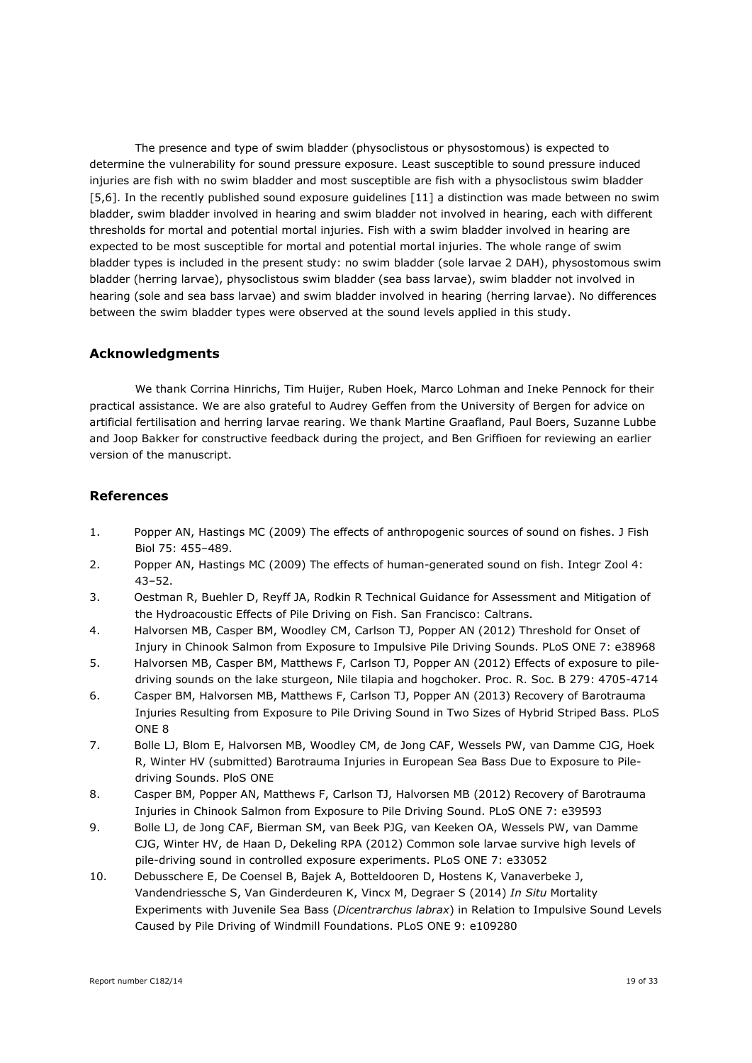The presence and type of swim bladder (physoclistous or physostomous) is expected to determine the vulnerability for sound pressure exposure. Least susceptible to sound pressure induced injuries are fish with no swim bladder and most susceptible are fish with a physoclistous swim bladder [5,6]. In the recently published sound exposure guidelines [11] a distinction was made between no swim bladder, swim bladder involved in hearing and swim bladder not involved in hearing, each with different thresholds for mortal and potential mortal injuries. Fish with a swim bladder involved in hearing are expected to be most susceptible for mortal and potential mortal injuries. The whole range of swim bladder types is included in the present study: no swim bladder (sole larvae 2 DAH), physostomous swim bladder (herring larvae), physoclistous swim bladder (sea bass larvae), swim bladder not involved in hearing (sole and sea bass larvae) and swim bladder involved in hearing (herring larvae). No differences between the swim bladder types were observed at the sound levels applied in this study.

## Acknowledgments

We thank Corrina Hinrichs, Tim Huijer, Ruben Hoek, Marco Lohman and Ineke Pennock for their practical assistance. We are also grateful to Audrey Geffen from the University of Bergen for advice on artificial fertilisation and herring larvae rearing. We thank Martine Graafland, Paul Boers, Suzanne Lubbe and Joop Bakker for constructive feedback during the project, and Ben Griffioen for reviewing an earlier version of the manuscript.

## References

1. Popper AN, Hastings MC (2009) The effects of anthropogenic sources of sound on fishes. J Fish Biol 75: 455–489.
2. Popper AN, Hastings MC (2009) The effects of human-generated sound on fish. Integr Zool 4: 43–52.
3. Oestman R, Buehler D, Reyff JA, Rodkin R Technical Guidance for Assessment and Mitigation of the Hydroacoustic Effects of Pile Driving on Fish. San Francisco: Caltrans.
4. Halvorsen MB, Casper BM, Woodley CM, Carlson TJ, Popper AN (2012) Threshold for Onset of Injury in Chinook Salmon from Exposure to Impulsive Pile Driving Sounds. PLoS ONE 7: e38968
5. Halvorsen MB, Casper BM, Matthews F, Carlson TJ, Popper AN (2012) Effects of exposure to pile-driving sounds on the lake sturgeon, Nile tilapia and hogchoker. Proc. R. Soc. B 279: 4705-4714
6. Casper BM, Halvorsen MB, Matthews F, Carlson TJ, Popper AN (2013) Recovery of Barotrauma Injuries Resulting from Exposure to Pile Driving Sound in Two Sizes of Hybrid Striped Bass. PLoS ONE 8
7. Bolle LJ, Blom E, Halvorsen MB, Woodley CM, de Jong CAF, Wessels PW, van Damme CJG, Hoek R, Winter HV (submitted) Barotrauma Injuries in European Sea Bass Due to Exposure to Pile-driving Sounds. PloS ONE
8. Casper BM, Popper AN, Matthews F, Carlson TJ, Halvorsen MB (2012) Recovery of Barotrauma Injuries in Chinook Salmon from Exposure to Pile Driving Sound. PLoS ONE 7: e39593
9. Bolle LJ, de Jong CAF, Bierman SM, van Beek PJG, van Keeken OA, Wessels PW, van Damme CJG, Winter HV, de Haan D, Dekeling RPA (2012) Common sole larvae survive high levels of pile-driving sound in controlled exposure experiments. PLoS ONE 7: e33052
10. Debusschere E, De Coensel B, Bajek A, Botteldooren D, Hostens K, Vanaverbeke J, Vandendriessche S, Van Ginderdeuren K, Vincx M, Degraer S (2014) *In Situ* Mortality Experiments with Juvenile Sea Bass (*Dicentrarchus labrax*) in Relation to Impulsive Sound Levels Caused by Pile Driving of Windmill Foundations. PLoS ONE 9: e109280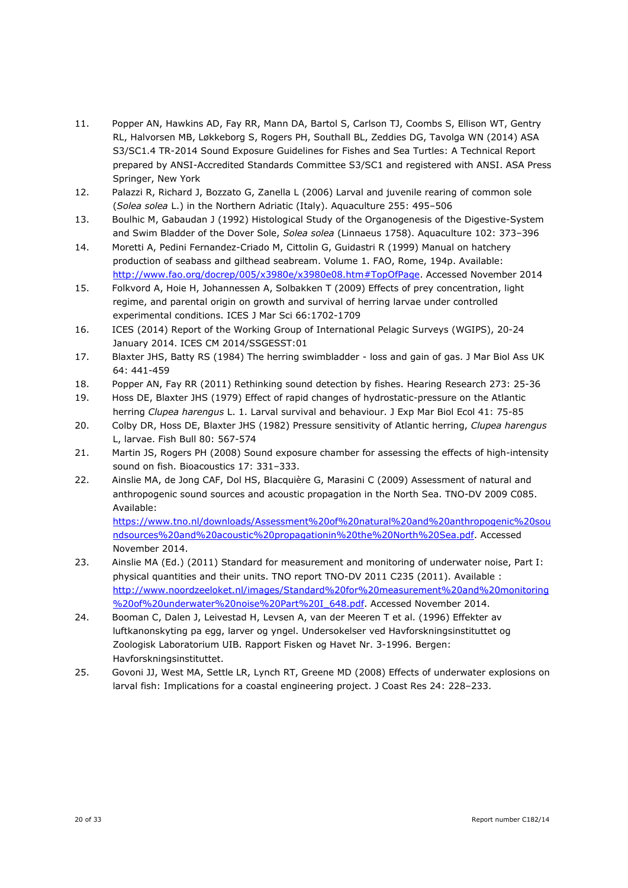11. Popper AN, Hawkins AD, Fay RR, Mann DA, Bartol S, Carlson TJ, Coombs S, Ellison WT, Gentry RL, Halvorsen MB, Løkkeborg S, Rogers PH, Southall BL, Zeddies DG, Tavolga WN (2014) ASA S3/SC1.4 TR-2014 Sound Exposure Guidelines for Fishes and Sea Turtles: A Technical Report prepared by ANSI-Accredited Standards Committee S3/SC1 and registered with ANSI. ASA Press Springer, New York
12. Palazzi R, Richard J, Bozzato G, Zanella L (2006) Larval and juvenile rearing of common sole (*Solea solea* L.) in the Northern Adriatic (Italy). Aquaculture 255: 495–506
13. Boulhic M, Gabaudan J (1992) Histological Study of the Organogenesis of the Digestive-System and Swim Bladder of the Dover Sole, *Solea solea* (Linnaeus 1758). Aquaculture 102: 373–396
14. Moretti A, Pedini Fernandez-Criado M, Cittolin G, Guidastri R (1999) Manual on hatchery production of seabass and gilthead seabream. Volume 1. FAO, Rome, 194p. Available: [http://www.fao.org/docrep/005/x3980e/x3980e08.htm#TopOfPage](http://www.fao.org/docrep/005/x3980e/x3980e08.htm#TopOfPage). Accessed November 2014
15. Folkvord A, Hoie H, Johannessen A, Solbakken T (2009) Effects of prey concentration, light regime, and parental origin on growth and survival of herring larvae under controlled experimental conditions. ICES J Mar Sci 66:1702-1709
16. ICES (2014) Report of the Working Group of International Pelagic Surveys (WGIPS), 20-24 January 2014. ICES CM 2014/SSGESST:01
17. Blaxter JHS, Batty RS (1984) The herring swimbladder - loss and gain of gas. J Mar Biol Ass UK 64: 441-459
18. Popper AN, Fay RR (2011) Rethinking sound detection by fishes. Hearing Research 273: 25-36
19. Hoss DE, Blaxter JHS (1979) Effect of rapid changes of hydrostatic-pressure on the Atlantic herring *Clupea harengus* L. 1. Larval survival and behaviour. J Exp Mar Biol Ecol 41: 75-85
20. Colby DR, Hoss DE, Blaxter JHS (1982) Pressure sensitivity of Atlantic herring, *Clupea harengus* L, larvae. Fish Bull 80: 567-574
21. Martin JS, Rogers PH (2008) Sound exposure chamber for assessing the effects of high-intensity sound on fish. Bioacoustics 17: 331–333.
22. Ainslie MA, de Jong CAF, Dol HS, Blacquière G, Marasini C (2009) Assessment of natural and anthropogenic sound sources and acoustic propagation in the North Sea. TNO-DV 2009 C085. Available: [https://www.tno.nl/downloads/Assessment%20of%20natural%20and%20anthropogenic%20soundsources%20and%20acoustic%20propagationin%20the%20North%20Sea.pdf](https://www.tno.nl/downloads/Assessment%20of%20natural%20and%20anthropogenic%20soundsources%20and%20acoustic%20propagationin%20the%20North%20Sea.pdf). Accessed November 2014.
23. Ainslie MA (Ed.) (2011) Standard for measurement and monitoring of underwater noise, Part I: physical quantities and their units. TNO report TNO-DV 2011 C235 (2011). Available : [http://www.noordzeeloket.nl/images/Standard%20for%20measurement%20and%20monitoring%20of%20underwater%20noise%20Part%20I_648.pdf](http://www.noordzeeloket.nl/images/Standard%20for%20measurement%20and%20monitoring%20of%20underwater%20noise%20Part%20I_648.pdf). Accessed November 2014.
24. Booman C, Dalen J, Leivestad H, Levsen A, van der Meeren T et al. (1996) Effekter av luftkanonskyting pa egg, larver og yngel. Undersokelser ved Havforskningsinstituttet og Zoologisk Laboratorium UIB. Rapport Fisken og Havet Nr. 3-1996. Bergen: Havforskningsinstituttet.
25. Govoni JJ, West MA, Settle LR, Lynch RT, Greene MD (2008) Effects of underwater explosions on larval fish: Implications for a coastal engineering project. J Coast Res 24: 228–233.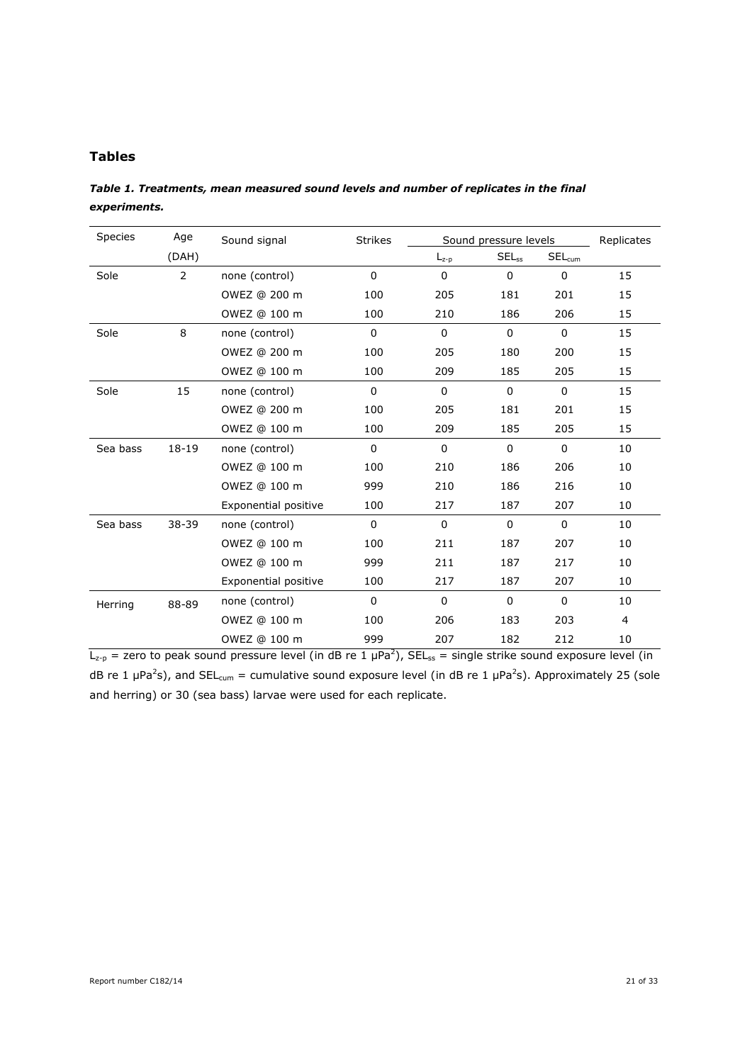## Tables

***Table 1. Treatments, mean measured sound levels and number of replicates in the final experiments.***

| Species | Age (DAH) | Sound signal | Strikes | Sound pressure levels | | | Replicates |
|---|---|---|---|---|---|---|---|
| | | | | $L_{z-p}$ | $SEL_{ss}$ | $SEL_{cum}$ | |
| Sole | 2 | none (control) | 0 | 0 | 0 | 0 | 15 |
| | | OWEZ @ 200 m | 100 | 205 | 181 | 201 | 15 |
| | | OWEZ @ 100 m | 100 | 210 | 186 | 206 | 15 |
| Sole | 8 | none (control) | 0 | 0 | 0 | 0 | 15 |
| | | OWEZ @ 200 m | 100 | 205 | 180 | 200 | 15 |
| | | OWEZ @ 100 m | 100 | 209 | 185 | 205 | 15 |
| Sole | 15 | none (control) | 0 | 0 | 0 | 0 | 15 |
| | | OWEZ @ 200 m | 100 | 205 | 181 | 201 | 15 |
| | | OWEZ @ 100 m | 100 | 209 | 185 | 205 | 15 |
| Sea bass | 18-19 | none (control) | 0 | 0 | 0 | 0 | 10 |
| | | OWEZ @ 100 m | 100 | 210 | 186 | 206 | 10 |
| | | OWEZ @ 100 m | 999 | 210 | 186 | 216 | 10 |
| | | Exponential positive | 100 | 217 | 187 | 207 | 10 |
| Sea bass | 38-39 | none (control) | 0 | 0 | 0 | 0 | 10 |
| | | OWEZ @ 100 m | 100 | 211 | 187 | 207 | 10 |
| | | OWEZ @ 100 m | 999 | 211 | 187 | 217 | 10 |
| | | Exponential positive | 100 | 217 | 187 | 207 | 10 |
| Herring | 88-89 | none (control) | 0 | 0 | 0 | 0 | 10 |
| | | OWEZ @ 100 m | 100 | 206 | 183 | 203 | 4 |
| | | OWEZ @ 100 m | 999 | 207 | 182 | 212 | 10 |

$L_{z-p}$ = zero to peak sound pressure level (in dB re 1 $\mu Pa^2$), $SEL_{ss}$ = single strike sound exposure level (in dB re 1 $\mu Pa^2s$), and $SEL_{cum}$ = cumulative sound exposure level (in dB re 1 $\mu Pa^2s$). Approximately 25 (sole and herring) or 30 (sea bass) larvae were used for each replicate.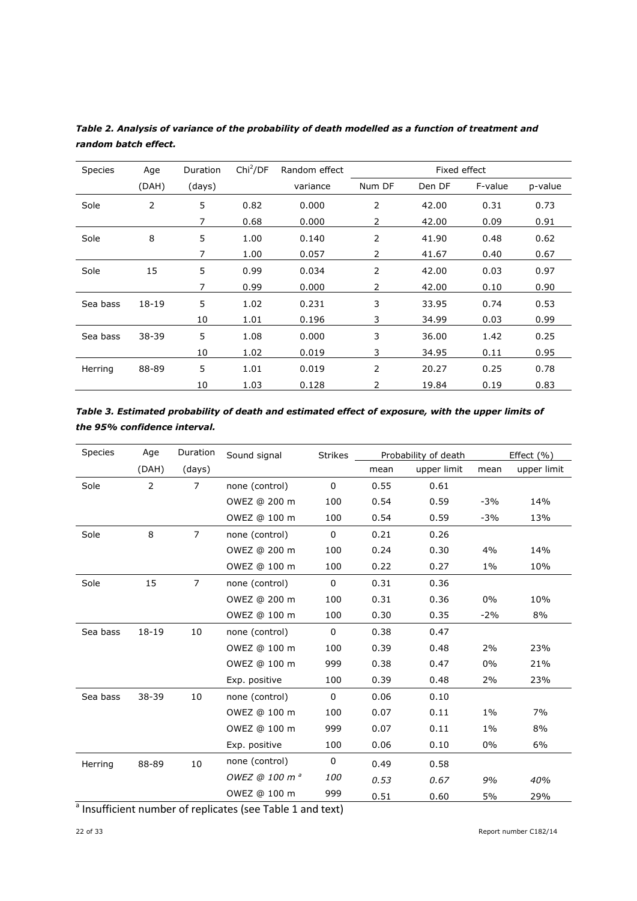***Table 2. Analysis of variance of the probability of death modelled as a function of treatment and random batch effect.***

| Species | Age (DAH) | Duration (days) | $Chi^2/DF$ | Random effect variance | Fixed effect | | | |
|---|---|---|---|---|---|---|---|---|
| | | | | | Num DF | Den DF | F-value | p-value |
| Sole | 2 | 5 | 0.82 | 0.000 | 2 | 42.00 | 0.31 | 0.73 |
| | | 7 | 0.68 | 0.000 | 2 | 42.00 | 0.09 | 0.91 |
| Sole | 8 | 5 | 1.00 | 0.140 | 2 | 41.90 | 0.48 | 0.62 |
| | | 7 | 1.00 | 0.057 | 2 | 41.67 | 0.40 | 0.67 |
| Sole | 15 | 5 | 0.99 | 0.034 | 2 | 42.00 | 0.03 | 0.97 |
| | | 7 | 0.99 | 0.000 | 2 | 42.00 | 0.10 | 0.90 |
| Sea bass | 18-19 | 5 | 1.02 | 0.231 | 3 | 33.95 | 0.74 | 0.53 |
| | | 10 | 1.01 | 0.196 | 3 | 34.99 | 0.03 | 0.99 |
| Sea bass | 38-39 | 5 | 1.08 | 0.000 | 3 | 36.00 | 1.42 | 0.25 |
| | | 10 | 1.02 | 0.019 | 3 | 34.95 | 0.11 | 0.95 |
| Herring | 88-89 | 5 | 1.01 | 0.019 | 2 | 20.27 | 0.25 | 0.78 |
| | | 10 | 1.03 | 0.128 | 2 | 19.84 | 0.19 | 0.83 |

***Table 3. Estimated probability of death and estimated effect of exposure, with the upper limits of the 95% confidence interval.***

| Species | Age (DAH) | Duration (days) | Sound signal | Strikes | Probability of death | | Effect (%) | |
|---|---|---|---|---|---|---|---|---|
| | | | | | mean | upper limit | mean | upper limit |
| Sole | 2 | 7 | none (control) | 0 | 0.55 | 0.61 | | |
| | | | OWEZ @ 200 m | 100 | 0.54 | 0.59 | -3% | 14% |
| | | | OWEZ @ 100 m | 100 | 0.54 | 0.59 | -3% | 13% |
| Sole | 8 | 7 | none (control) | 0 | 0.21 | 0.26 | | |
| | | | OWEZ @ 200 m | 100 | 0.24 | 0.30 | 4% | 14% |
| | | | OWEZ @ 100 m | 100 | 0.22 | 0.27 | 1% | 10% |
| Sole | 15 | 7 | none (control) | 0 | 0.31 | 0.36 | | |
| | | | OWEZ @ 200 m | 100 | 0.31 | 0.36 | 0% | 10% |
| | | | OWEZ @ 100 m | 100 | 0.30 | 0.35 | -2% | 8% |
| Sea bass | 18-19 | 10 | none (control) | 0 | 0.38 | 0.47 | | |
| | | | OWEZ @ 100 m | 100 | 0.39 | 0.48 | 2% | 23% |
| | | | OWEZ @ 100 m | 999 | 0.38 | 0.47 | 0% | 21% |
| | | | Exp. positive | 100 | 0.39 | 0.48 | 2% | 23% |
| Sea bass | 38-39 | 10 | none (control) | 0 | 0.06 | 0.10 | | |
| | | | OWEZ @ 100 m | 100 | 0.07 | 0.11 | 1% | 7% |
| | | | OWEZ @ 100 m | 999 | 0.07 | 0.11 | 1% | 8% |
| | | | Exp. positive | 100 | 0.06 | 0.10 | 0% | 6% |
| Herring | 88-89 | 10 | none (control) | 0 | 0.49 | 0.58 | | |
| | | | *OWEZ @ 100 m* [a] | *100* | *0.53* | *0.67* | *9%* | *40%* |
| | | | OWEZ @ 100 m | 999 | 0.51 | 0.60 | 5% | 29% |

[a] Insufficient number of replicates (see Table 1 and text)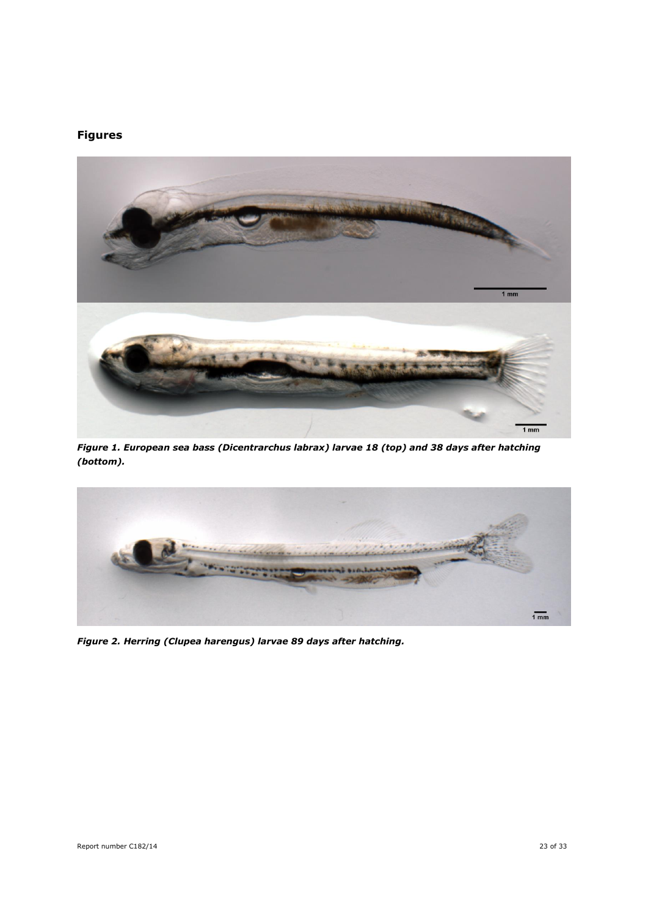## Figures

*Figure 1. European sea bass (Dicentrarchus labrax) larvae 18 (top) and 38 days after hatching (bottom).*

*Figure 2. Herring (Clupea harengus) larvae 89 days after hatching.*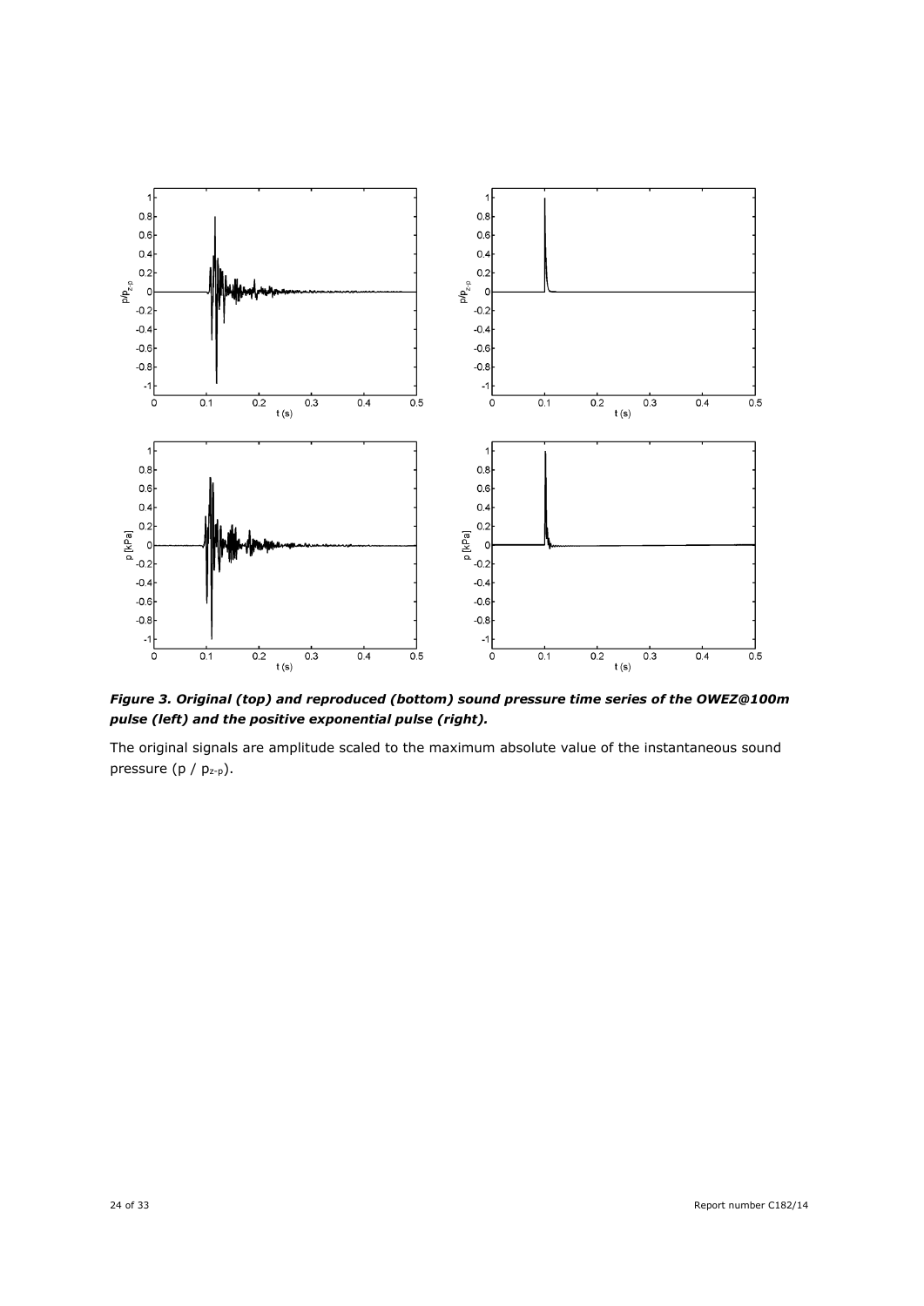***Figure 3. Original (top) and reproduced (bottom) sound pressure time series of the OWEZ@100m pulse (left) and the positive exponential pulse (right).***

The original signals are amplitude scaled to the maximum absolute value of the instantaneous sound pressure ($p$ / $p_{z\text{-}p}$).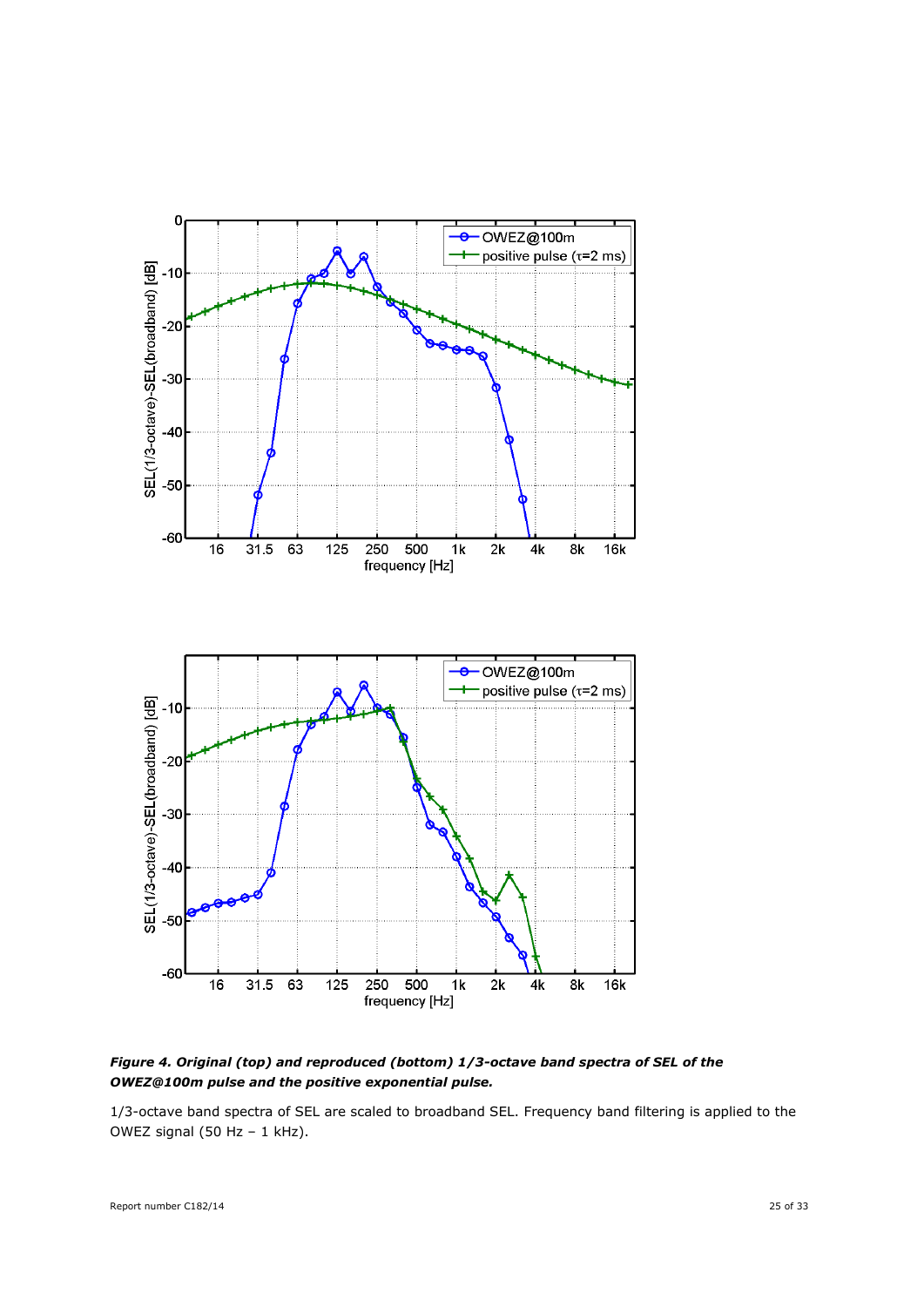***Figure 4. Original (top) and reproduced (bottom) 1/3-octave band spectra of SEL of the OWEZ@100m pulse and the positive exponential pulse.***

1/3-octave band spectra of SEL are scaled to broadband SEL. Frequency band filtering is applied to the OWEZ signal (50 Hz – 1 kHz).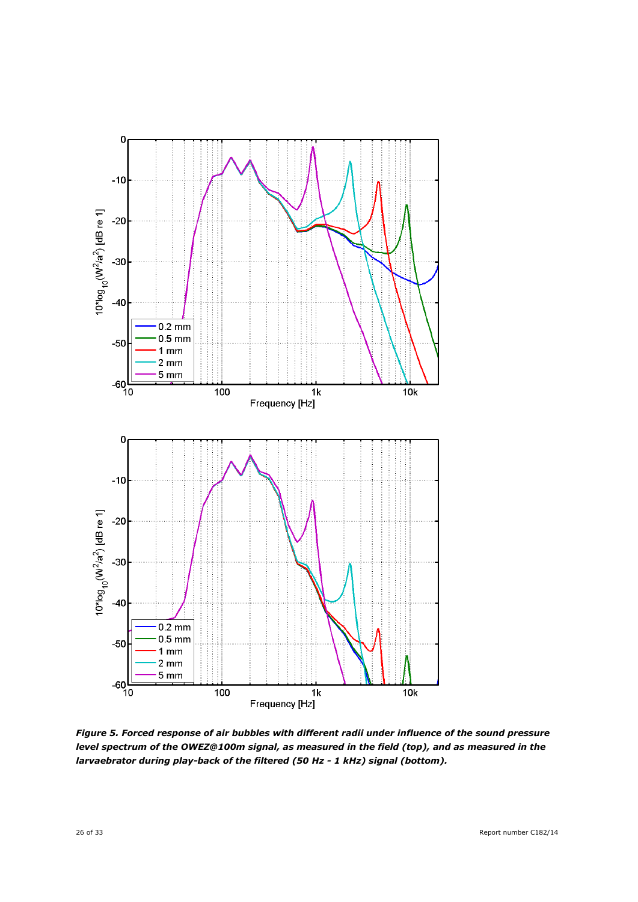*Figure 5. Forced response of air bubbles with different radii under influence of the sound pressure level spectrum of the OWEZ@100m signal, as measured in the field (top), and as measured in the larvaebrator during play-back of the filtered (50 Hz - 1 kHz) signal (bottom).*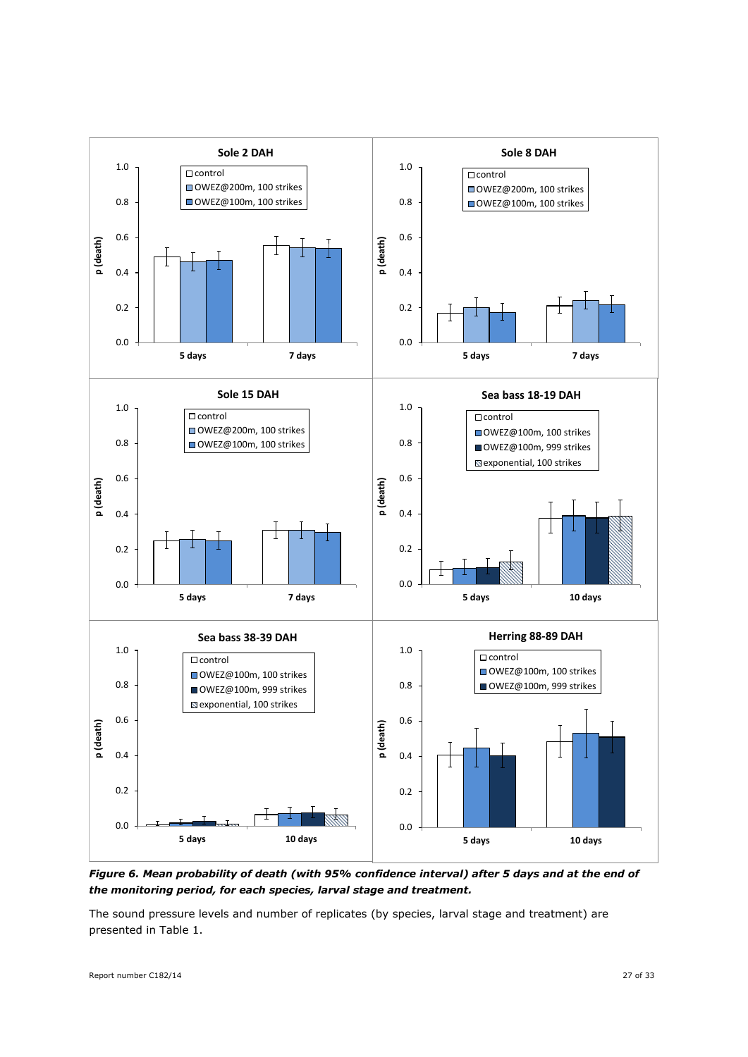*Figure 6. Mean probability of death (with 95% confidence interval) after 5 days and at the end of the monitoring period, for each species, larval stage and treatment.*

The sound pressure levels and number of replicates (by species, larval stage and treatment) are presented in Table 1.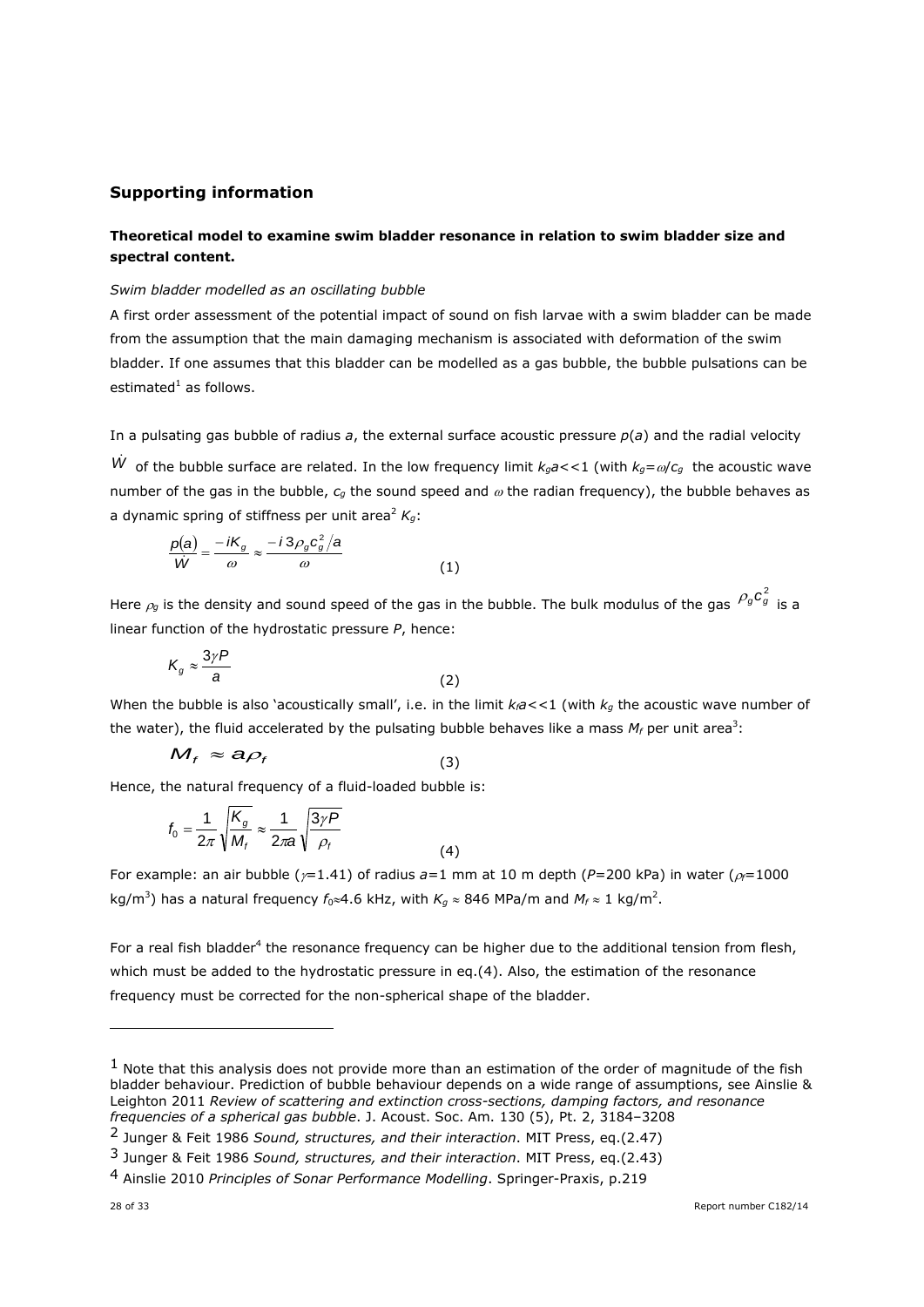## Supporting information

### Theoretical model to examine swim bladder resonance in relation to swim bladder size and spectral content.

*Swim bladder modelled as an oscillating bubble*

A first order assessment of the potential impact of sound on fish larvae with a swim bladder can be made from the assumption that the main damaging mechanism is associated with deformation of the swim bladder. If one assumes that this bladder can be modelled as a gas bubble, the bubble pulsations can be estimated[1] as follows.

In a pulsating gas bubble of radius $a$, the external surface acoustic pressure $p(a)$ and the radial velocity $\dot{W}$ of the bubble surface are related. In the low frequency limit $k_g a << 1$ (with $k_g = \omega / c_g$ the acoustic wave number of the gas in the bubble, $c_g$ the sound speed and $\omega$ the radian frequency), the bubble behaves as a dynamic spring of stiffness per unit area[2] $K_g$:

$$\frac{p(a)}{\dot{W}} = \frac{-iK_g}{\omega} \approx \frac{-i\,3\rho_g c_g^2 / a}{\omega} \qquad (1)$$

Here $\rho_g$ is the density and sound speed of the gas in the bubble. The bulk modulus of the gas $\rho_g c_g^2$ is a linear function of the hydrostatic pressure $P$, hence:

$$K_g \approx \frac{3\gamma P}{a} \qquad (2)$$

When the bubble is also 'acoustically small', i.e. in the limit $k_f a << 1$ (with $k_g$ the acoustic wave number of the water), the fluid accelerated by the pulsating bubble behaves like a mass $M_f$ per unit area[3]:

$$M_f \approx a\rho_f \qquad (3)$$

Hence, the natural frequency of a fluid-loaded bubble is:

$$f_0 = \frac{1}{2\pi}\sqrt{\frac{K_g}{M_f}} \approx \frac{1}{2\pi a}\sqrt{\frac{3\gamma P}{\rho_f}} \qquad (4)$$

For example: an air bubble ($\gamma$=1.41) of radius $a$=1 mm at 10 m depth ($P$=200 kPa) in water ($\rho_f$=1000 kg/m$^3$) has a natural frequency $f_0 \approx 4.6$ kHz, with $K_g \approx 846$ MPa/m and $M_f \approx 1$ kg/m$^2$.

For a real fish bladder[4] the resonance frequency can be higher due to the additional tension from flesh, which must be added to the hydrostatic pressure in eq.(4). Also, the estimation of the resonance frequency must be corrected for the non-spherical shape of the bladder.

---

[1] Note that this analysis does not provide more than an estimation of the order of magnitude of the fish bladder behaviour. Prediction of bubble behaviour depends on a wide range of assumptions, see Ainslie & Leighton 2011 *Review of scattering and extinction cross-sections, damping factors, and resonance frequencies of a spherical gas bubble*. J. Acoust. Soc. Am. 130 (5), Pt. 2, 3184–3208

[2] Junger & Feit 1986 *Sound, structures, and their interaction*. MIT Press, eq.(2.47)

[3] Junger & Feit 1986 *Sound, structures, and their interaction*. MIT Press, eq.(2.43)

[4] Ainslie 2010 *Principles of Sonar Performance Modelling*. Springer-Praxis, p.219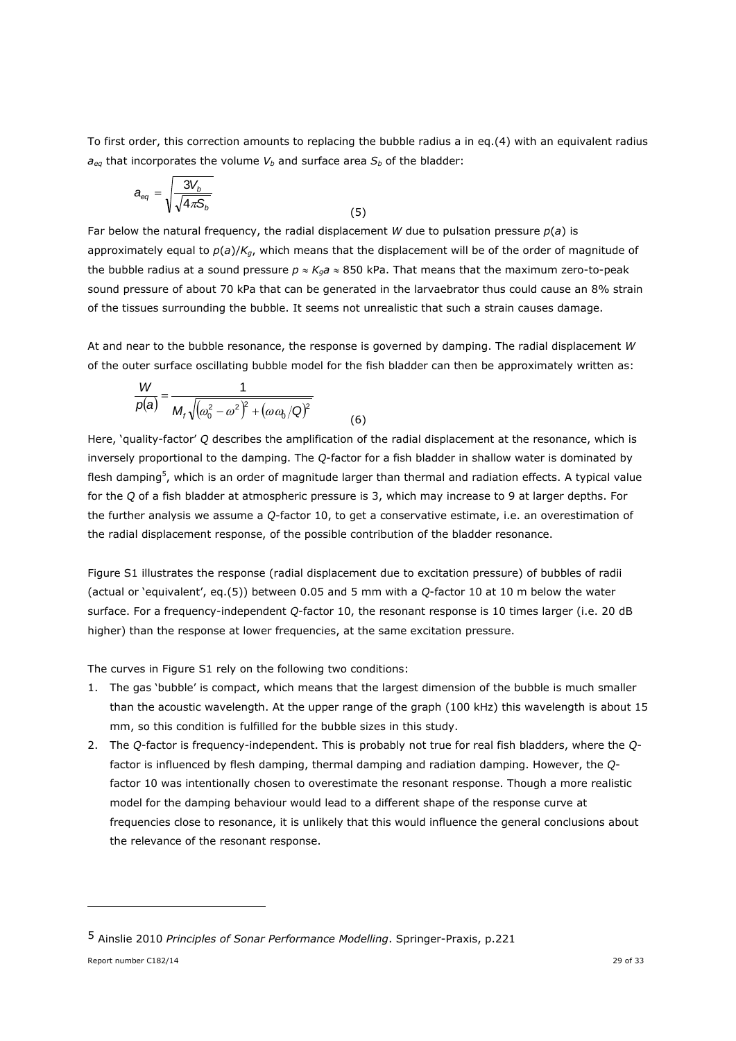To first order, this correction amounts to replacing the bubble radius a in eq.(4) with an equivalent radius $a_{eq}$ that incorporates the volume $V_b$ and surface area $S_b$ of the bladder:

$$a_{eq} = \sqrt{\frac{3V_b}{\sqrt{4\pi S_b}}} \tag{5}$$

Far below the natural frequency, the radial displacement $W$ due to pulsation pressure $p(a)$ is approximately equal to $p(a)/K_g$, which means that the displacement will be of the order of magnitude of the bubble radius at a sound pressure $p \approx K_g a \approx 850$ kPa. That means that the maximum zero-to-peak sound pressure of about 70 kPa that can be generated in the larvaebrator thus could cause an 8% strain of the tissues surrounding the bubble. It seems not unrealistic that such a strain causes damage.

At and near to the bubble resonance, the response is governed by damping. The radial displacement $W$ of the outer surface oscillating bubble model for the fish bladder can then be approximately written as:

$$\frac{W}{p(a)} = \frac{1}{M_f\sqrt{\left(\omega_0^2 - \omega^2\right)^2 + \left(\omega\omega_0/Q\right)^2}} \tag{6}$$

Here, 'quality-factor' $Q$ describes the amplification of the radial displacement at the resonance, which is inversely proportional to the damping. The $Q$-factor for a fish bladder in shallow water is dominated by flesh damping[5], which is an order of magnitude larger than thermal and radiation effects. A typical value for the $Q$ of a fish bladder at atmospheric pressure is 3, which may increase to 9 at larger depths. For the further analysis we assume a $Q$-factor 10, to get a conservative estimate, i.e. an overestimation of the radial displacement response, of the possible contribution of the bladder resonance.

Figure S1 illustrates the response (radial displacement due to excitation pressure) of bubbles of radii (actual or 'equivalent', eq.(5)) between 0.05 and 5 mm with a $Q$-factor 10 at 10 m below the water surface. For a frequency-independent $Q$-factor 10, the resonant response is 10 times larger (i.e. 20 dB higher) than the response at lower frequencies, at the same excitation pressure.

The curves in Figure S1 rely on the following two conditions:

1. The gas 'bubble' is compact, which means that the largest dimension of the bubble is much smaller than the acoustic wavelength. At the upper range of the graph (100 kHz) this wavelength is about 15 mm, so this condition is fulfilled for the bubble sizes in this study.
2. The $Q$-factor is frequency-independent. This is probably not true for real fish bladders, where the $Q$-factor is influenced by flesh damping, thermal damping and radiation damping. However, the $Q$-factor 10 was intentionally chosen to overestimate the resonant response. Though a more realistic model for the damping behaviour would lead to a different shape of the response curve at frequencies close to resonance, it is unlikely that this would influence the general conclusions about the relevance of the resonant response.

---

[5] Ainslie 2010 *Principles of Sonar Performance Modelling*. Springer-Praxis, p.221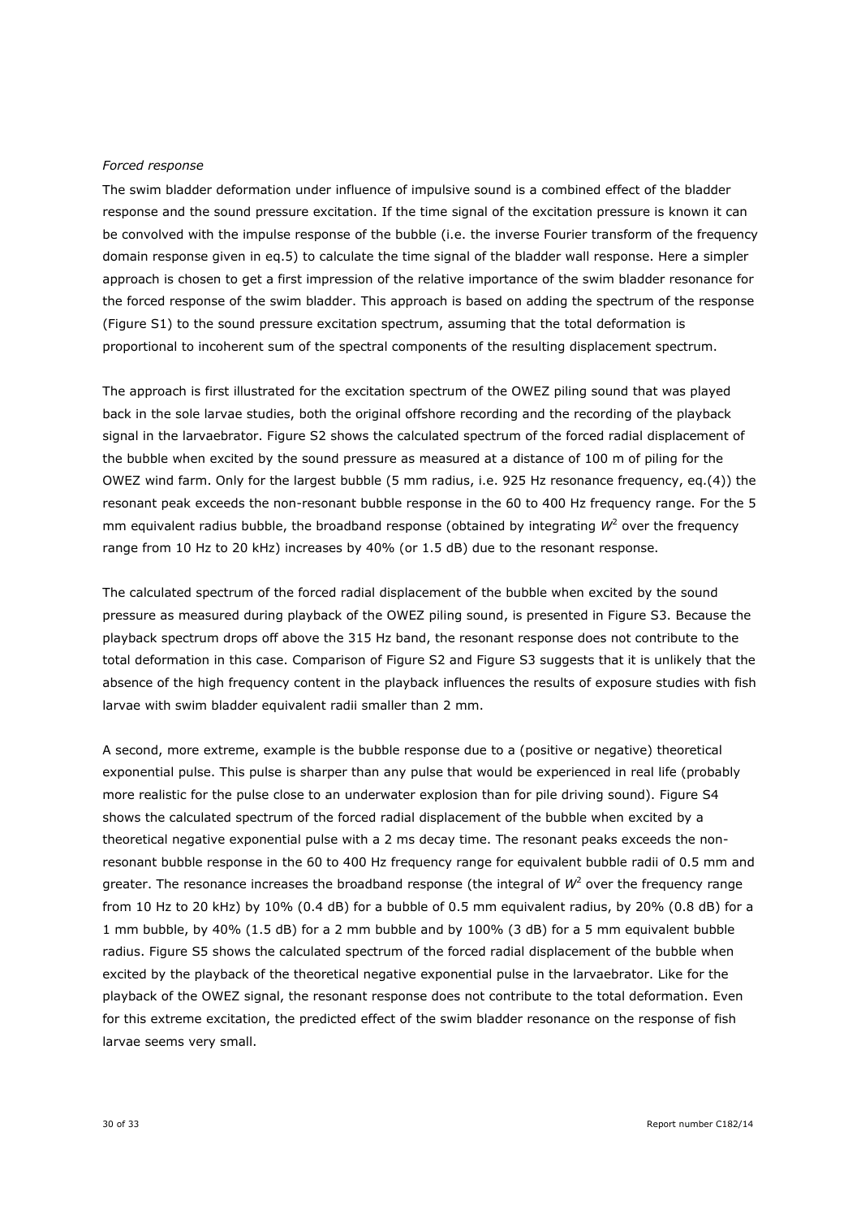*Forced response*

The swim bladder deformation under influence of impulsive sound is a combined effect of the bladder response and the sound pressure excitation. If the time signal of the excitation pressure is known it can be convolved with the impulse response of the bubble (i.e. the inverse Fourier transform of the frequency domain response given in eq.5) to calculate the time signal of the bladder wall response. Here a simpler approach is chosen to get a first impression of the relative importance of the swim bladder resonance for the forced response of the swim bladder. This approach is based on adding the spectrum of the response (Figure S1) to the sound pressure excitation spectrum, assuming that the total deformation is proportional to incoherent sum of the spectral components of the resulting displacement spectrum.

The approach is first illustrated for the excitation spectrum of the OWEZ piling sound that was played back in the sole larvae studies, both the original offshore recording and the recording of the playback signal in the larvaebrator. Figure S2 shows the calculated spectrum of the forced radial displacement of the bubble when excited by the sound pressure as measured at a distance of 100 m of piling for the OWEZ wind farm. Only for the largest bubble (5 mm radius, i.e. 925 Hz resonance frequency, eq.(4)) the resonant peak exceeds the non-resonant bubble response in the 60 to 400 Hz frequency range. For the 5 mm equivalent radius bubble, the broadband response (obtained by integrating $W^2$ over the frequency range from 10 Hz to 20 kHz) increases by 40% (or 1.5 dB) due to the resonant response.

The calculated spectrum of the forced radial displacement of the bubble when excited by the sound pressure as measured during playback of the OWEZ piling sound, is presented in Figure S3. Because the playback spectrum drops off above the 315 Hz band, the resonant response does not contribute to the total deformation in this case. Comparison of Figure S2 and Figure S3 suggests that it is unlikely that the absence of the high frequency content in the playback influences the results of exposure studies with fish larvae with swim bladder equivalent radii smaller than 2 mm.

A second, more extreme, example is the bubble response due to a (positive or negative) theoretical exponential pulse. This pulse is sharper than any pulse that would be experienced in real life (probably more realistic for the pulse close to an underwater explosion than for pile driving sound). Figure S4 shows the calculated spectrum of the forced radial displacement of the bubble when excited by a theoretical negative exponential pulse with a 2 ms decay time. The resonant peaks exceeds the non-resonant bubble response in the 60 to 400 Hz frequency range for equivalent bubble radii of 0.5 mm and greater. The resonance increases the broadband response (the integral of $W^2$ over the frequency range from 10 Hz to 20 kHz) by 10% (0.4 dB) for a bubble of 0.5 mm equivalent radius, by 20% (0.8 dB) for a 1 mm bubble, by 40% (1.5 dB) for a 2 mm bubble and by 100% (3 dB) for a 5 mm equivalent bubble radius. Figure S5 shows the calculated spectrum of the forced radial displacement of the bubble when excited by the playback of the theoretical negative exponential pulse in the larvaebrator. Like for the playback of the OWEZ signal, the resonant response does not contribute to the total deformation. Even for this extreme excitation, the predicted effect of the swim bladder resonance on the response of fish larvae seems very small.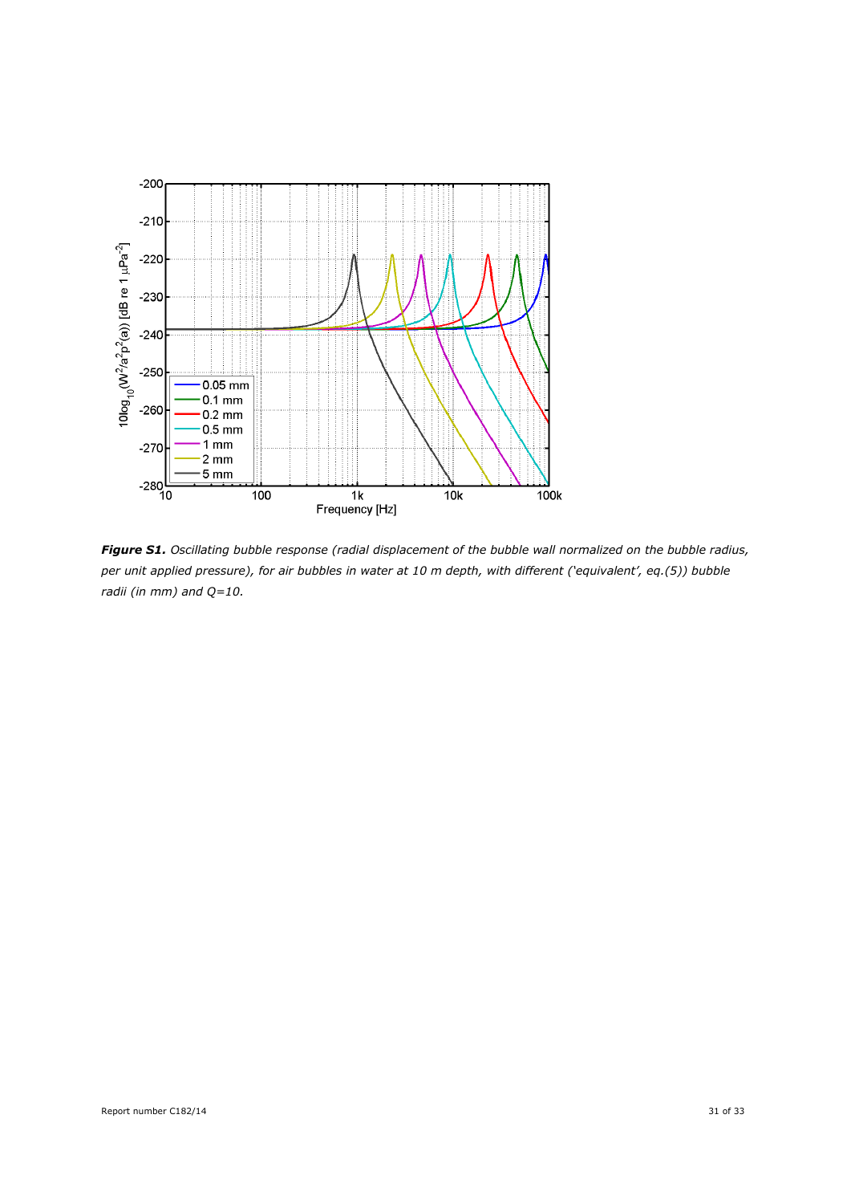***Figure S1.*** *Oscillating bubble response (radial displacement of the bubble wall normalized on the bubble radius, per unit applied pressure), for air bubbles in water at 10 m depth, with different ('equivalent', eq.(5)) bubble radii (in mm) and Q=10.*

Report number C182/14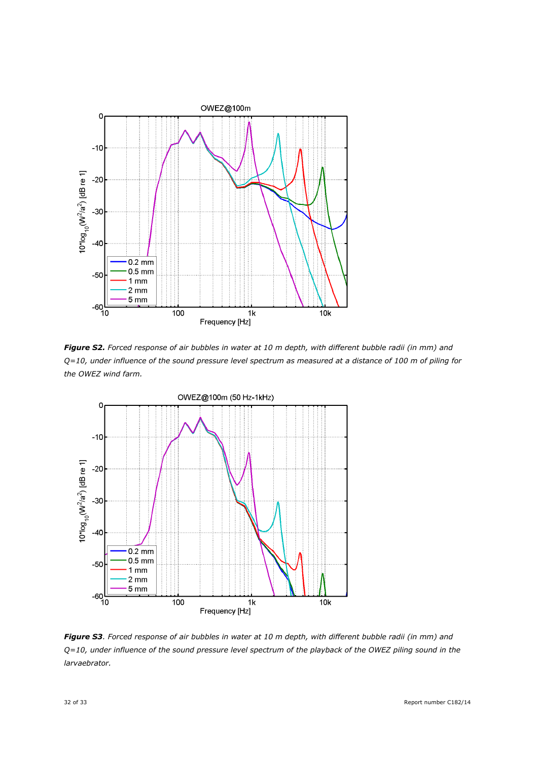**Figure S2.** *Forced response of air bubbles in water at 10 m depth, with different bubble radii (in mm) and Q=10, under influence of the sound pressure level spectrum as measured at a distance of 100 m of piling for the OWEZ wind farm.*

**Figure S3**. *Forced response of air bubbles in water at 10 m depth, with different bubble radii (in mm) and Q=10, under influence of the sound pressure level spectrum of the playback of the OWEZ piling sound in the larvaebrator.*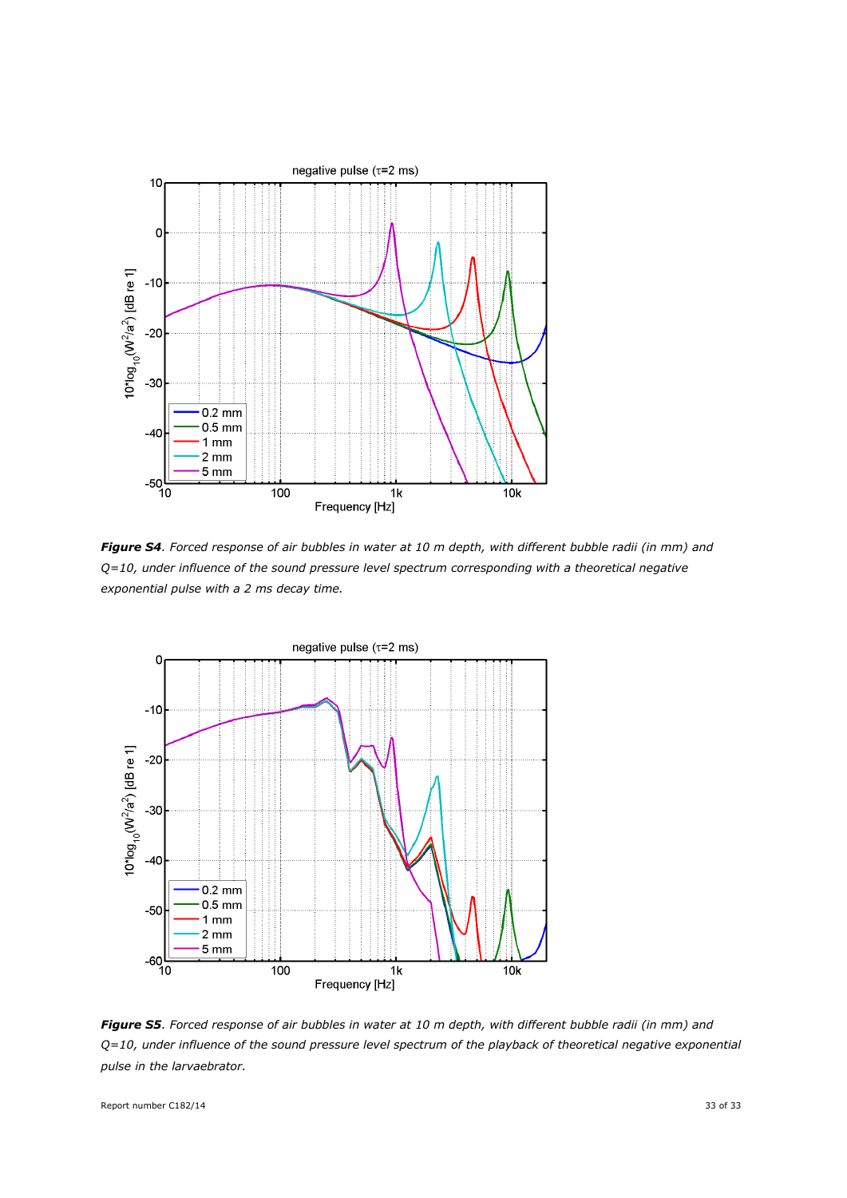negative pulse (τ=2 ms)

10*log$_{10}$(W$^2$/a$^2$) [dB re 1]

10
0
-10
-20
-30
-40
-50

10
100
1k
10k

Frequency [Hz]

0.2 mm
0.5 mm
1 mm
2 mm
5 mm

***Figure S4***. *Forced response of air bubbles in water at 10 m depth, with different bubble radii (in mm) and Q=10, under influence of the sound pressure level spectrum corresponding with a theoretical negative exponential pulse with a 2 ms decay time.*

negative pulse (τ=2 ms)

10*log$_{10}$(W$^2$/a$^2$) [dB re 1]

0
-10
-20
-30
-40
-50
-60

10
100
1k
10k

Frequency [Hz]

0.2 mm
0.5 mm
1 mm
2 mm
5 mm

***Figure S5***. *Forced response of air bubbles in water at 10 m depth, with different bubble radii (in mm) and Q=10, under influence of the sound pressure level spectrum of the playback of theoretical negative exponential pulse in the larvaebrator.*

Report number C182/14